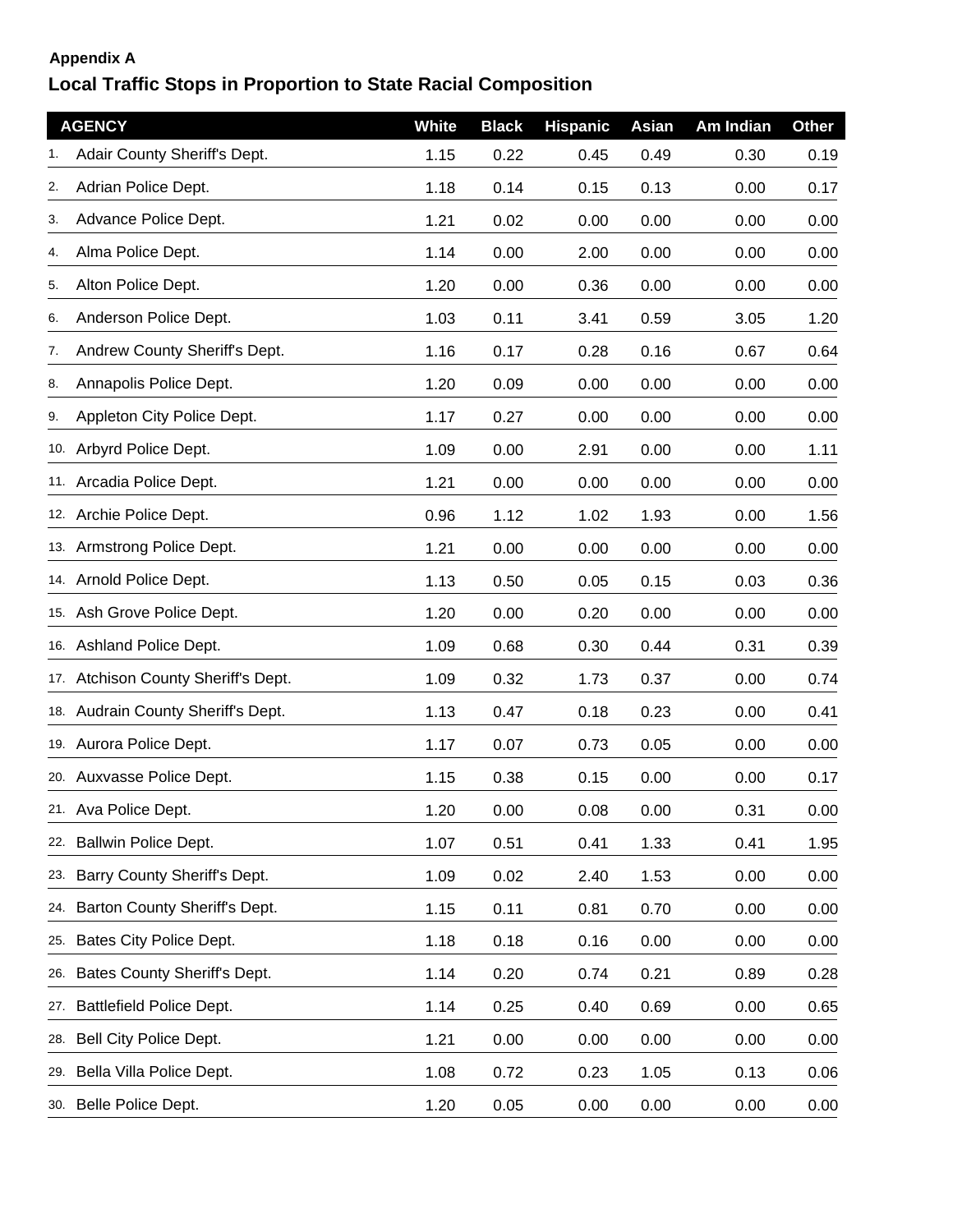**Appendix A**

## Local Traffic Stops in Proportion to State Racial Composition

| | AGENCY | White | Black | Hispanic | Asian | Am Indian | Other |
|---|---|---|---|---|---|---|---|
| 1. | Adair County Sheriff's Dept. | 1.15 | 0.22 | 0.45 | 0.49 | 0.30 | 0.19 |
| 2. | Adrian Police Dept. | 1.18 | 0.14 | 0.15 | 0.13 | 0.00 | 0.17 |
| 3. | Advance Police Dept. | 1.21 | 0.02 | 0.00 | 0.00 | 0.00 | 0.00 |
| 4. | Alma Police Dept. | 1.14 | 0.00 | 2.00 | 0.00 | 0.00 | 0.00 |
| 5. | Alton Police Dept. | 1.20 | 0.00 | 0.36 | 0.00 | 0.00 | 0.00 |
| 6. | Anderson Police Dept. | 1.03 | 0.11 | 3.41 | 0.59 | 3.05 | 1.20 |
| 7. | Andrew County Sheriff's Dept. | 1.16 | 0.17 | 0.28 | 0.16 | 0.67 | 0.64 |
| 8. | Annapolis Police Dept. | 1.20 | 0.09 | 0.00 | 0.00 | 0.00 | 0.00 |
| 9. | Appleton City Police Dept. | 1.17 | 0.27 | 0.00 | 0.00 | 0.00 | 0.00 |
| 10. | Arbyrd Police Dept. | 1.09 | 0.00 | 2.91 | 0.00 | 0.00 | 1.11 |
| 11. | Arcadia Police Dept. | 1.21 | 0.00 | 0.00 | 0.00 | 0.00 | 0.00 |
| 12. | Archie Police Dept. | 0.96 | 1.12 | 1.02 | 1.93 | 0.00 | 1.56 |
| 13. | Armstrong Police Dept. | 1.21 | 0.00 | 0.00 | 0.00 | 0.00 | 0.00 |
| 14. | Arnold Police Dept. | 1.13 | 0.50 | 0.05 | 0.15 | 0.03 | 0.36 |
| 15. | Ash Grove Police Dept. | 1.20 | 0.00 | 0.20 | 0.00 | 0.00 | 0.00 |
| 16. | Ashland Police Dept. | 1.09 | 0.68 | 0.30 | 0.44 | 0.31 | 0.39 |
| 17. | Atchison County Sheriff's Dept. | 1.09 | 0.32 | 1.73 | 0.37 | 0.00 | 0.74 |
| 18. | Audrain County Sheriff's Dept. | 1.13 | 0.47 | 0.18 | 0.23 | 0.00 | 0.41 |
| 19. | Aurora Police Dept. | 1.17 | 0.07 | 0.73 | 0.05 | 0.00 | 0.00 |
| 20. | Auxvasse Police Dept. | 1.15 | 0.38 | 0.15 | 0.00 | 0.00 | 0.17 |
| 21. | Ava Police Dept. | 1.20 | 0.00 | 0.08 | 0.00 | 0.31 | 0.00 |
| 22. | Ballwin Police Dept. | 1.07 | 0.51 | 0.41 | 1.33 | 0.41 | 1.95 |
| 23. | Barry County Sheriff's Dept. | 1.09 | 0.02 | 2.40 | 1.53 | 0.00 | 0.00 |
| 24. | Barton County Sheriff's Dept. | 1.15 | 0.11 | 0.81 | 0.70 | 0.00 | 0.00 |
| 25. | Bates City Police Dept. | 1.18 | 0.18 | 0.16 | 0.00 | 0.00 | 0.00 |
| 26. | Bates County Sheriff's Dept. | 1.14 | 0.20 | 0.74 | 0.21 | 0.89 | 0.28 |
| 27. | Battlefield Police Dept. | 1.14 | 0.25 | 0.40 | 0.69 | 0.00 | 0.65 |
| 28. | Bell City Police Dept. | 1.21 | 0.00 | 0.00 | 0.00 | 0.00 | 0.00 |
| 29. | Bella Villa Police Dept. | 1.08 | 0.72 | 0.23 | 1.05 | 0.13 | 0.06 |
| 30. | Belle Police Dept. | 1.20 | 0.05 | 0.00 | 0.00 | 0.00 | 0.00 |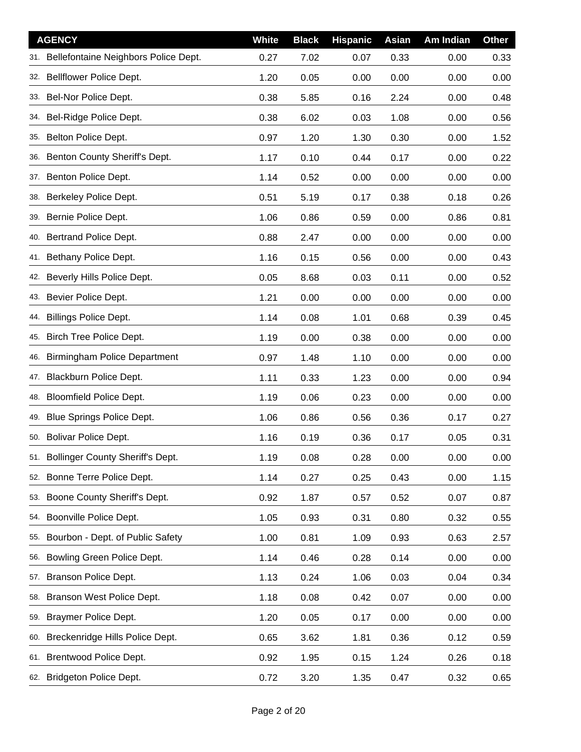| AGENCY | White | Black | Hispanic | Asian | Am Indian | Other |
|---|---|---|---|---|---|---|
| 31. Bellefontaine Neighbors Police Dept. | 0.27 | 7.02 | 0.07 | 0.33 | 0.00 | 0.33 |
| 32. Bellflower Police Dept. | 1.20 | 0.05 | 0.00 | 0.00 | 0.00 | 0.00 |
| 33. Bel-Nor Police Dept. | 0.38 | 5.85 | 0.16 | 2.24 | 0.00 | 0.48 |
| 34. Bel-Ridge Police Dept. | 0.38 | 6.02 | 0.03 | 1.08 | 0.00 | 0.56 |
| 35. Belton Police Dept. | 0.97 | 1.20 | 1.30 | 0.30 | 0.00 | 1.52 |
| 36. Benton County Sheriff's Dept. | 1.17 | 0.10 | 0.44 | 0.17 | 0.00 | 0.22 |
| 37. Benton Police Dept. | 1.14 | 0.52 | 0.00 | 0.00 | 0.00 | 0.00 |
| 38. Berkeley Police Dept. | 0.51 | 5.19 | 0.17 | 0.38 | 0.18 | 0.26 |
| 39. Bernie Police Dept. | 1.06 | 0.86 | 0.59 | 0.00 | 0.86 | 0.81 |
| 40. Bertrand Police Dept. | 0.88 | 2.47 | 0.00 | 0.00 | 0.00 | 0.00 |
| 41. Bethany Police Dept. | 1.16 | 0.15 | 0.56 | 0.00 | 0.00 | 0.43 |
| 42. Beverly Hills Police Dept. | 0.05 | 8.68 | 0.03 | 0.11 | 0.00 | 0.52 |
| 43. Bevier Police Dept. | 1.21 | 0.00 | 0.00 | 0.00 | 0.00 | 0.00 |
| 44. Billings Police Dept. | 1.14 | 0.08 | 1.01 | 0.68 | 0.39 | 0.45 |
| 45. Birch Tree Police Dept. | 1.19 | 0.00 | 0.38 | 0.00 | 0.00 | 0.00 |
| 46. Birmingham Police Department | 0.97 | 1.48 | 1.10 | 0.00 | 0.00 | 0.00 |
| 47. Blackburn Police Dept. | 1.11 | 0.33 | 1.23 | 0.00 | 0.00 | 0.94 |
| 48. Bloomfield Police Dept. | 1.19 | 0.06 | 0.23 | 0.00 | 0.00 | 0.00 |
| 49. Blue Springs Police Dept. | 1.06 | 0.86 | 0.56 | 0.36 | 0.17 | 0.27 |
| 50. Bolivar Police Dept. | 1.16 | 0.19 | 0.36 | 0.17 | 0.05 | 0.31 |
| 51. Bollinger County Sheriff's Dept. | 1.19 | 0.08 | 0.28 | 0.00 | 0.00 | 0.00 |
| 52. Bonne Terre Police Dept. | 1.14 | 0.27 | 0.25 | 0.43 | 0.00 | 1.15 |
| 53. Boone County Sheriff's Dept. | 0.92 | 1.87 | 0.57 | 0.52 | 0.07 | 0.87 |
| 54. Boonville Police Dept. | 1.05 | 0.93 | 0.31 | 0.80 | 0.32 | 0.55 |
| 55. Bourbon - Dept. of Public Safety | 1.00 | 0.81 | 1.09 | 0.93 | 0.63 | 2.57 |
| 56. Bowling Green Police Dept. | 1.14 | 0.46 | 0.28 | 0.14 | 0.00 | 0.00 |
| 57. Branson Police Dept. | 1.13 | 0.24 | 1.06 | 0.03 | 0.04 | 0.34 |
| 58. Branson West Police Dept. | 1.18 | 0.08 | 0.42 | 0.07 | 0.00 | 0.00 |
| 59. Braymer Police Dept. | 1.20 | 0.05 | 0.17 | 0.00 | 0.00 | 0.00 |
| 60. Breckenridge Hills Police Dept. | 0.65 | 3.62 | 1.81 | 0.36 | 0.12 | 0.59 |
| 61. Brentwood Police Dept. | 0.92 | 1.95 | 0.15 | 1.24 | 0.26 | 0.18 |
| 62. Bridgeton Police Dept. | 0.72 | 3.20 | 1.35 | 0.47 | 0.32 | 0.65 |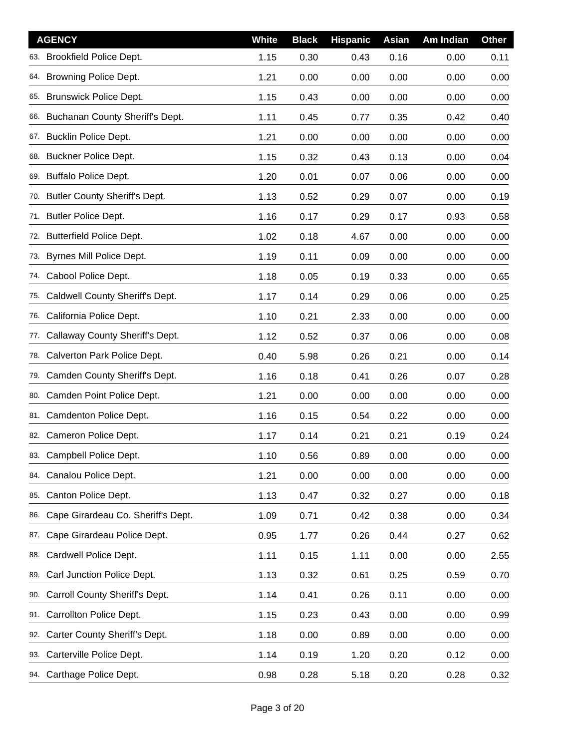| AGENCY | White | Black | Hispanic | Asian | Am Indian | Other |
|---|---|---|---|---|---|---|
| 63. Brookfield Police Dept. | 1.15 | 0.30 | 0.43 | 0.16 | 0.00 | 0.11 |
| 64. Browning Police Dept. | 1.21 | 0.00 | 0.00 | 0.00 | 0.00 | 0.00 |
| 65. Brunswick Police Dept. | 1.15 | 0.43 | 0.00 | 0.00 | 0.00 | 0.00 |
| 66. Buchanan County Sheriff's Dept. | 1.11 | 0.45 | 0.77 | 0.35 | 0.42 | 0.40 |
| 67. Bucklin Police Dept. | 1.21 | 0.00 | 0.00 | 0.00 | 0.00 | 0.00 |
| 68. Buckner Police Dept. | 1.15 | 0.32 | 0.43 | 0.13 | 0.00 | 0.04 |
| 69. Buffalo Police Dept. | 1.20 | 0.01 | 0.07 | 0.06 | 0.00 | 0.00 |
| 70. Butler County Sheriff's Dept. | 1.13 | 0.52 | 0.29 | 0.07 | 0.00 | 0.19 |
| 71. Butler Police Dept. | 1.16 | 0.17 | 0.29 | 0.17 | 0.93 | 0.58 |
| 72. Butterfield Police Dept. | 1.02 | 0.18 | 4.67 | 0.00 | 0.00 | 0.00 |
| 73. Byrnes Mill Police Dept. | 1.19 | 0.11 | 0.09 | 0.00 | 0.00 | 0.00 |
| 74. Cabool Police Dept. | 1.18 | 0.05 | 0.19 | 0.33 | 0.00 | 0.65 |
| 75. Caldwell County Sheriff's Dept. | 1.17 | 0.14 | 0.29 | 0.06 | 0.00 | 0.25 |
| 76. California Police Dept. | 1.10 | 0.21 | 2.33 | 0.00 | 0.00 | 0.00 |
| 77. Callaway County Sheriff's Dept. | 1.12 | 0.52 | 0.37 | 0.06 | 0.00 | 0.08 |
| 78. Calverton Park Police Dept. | 0.40 | 5.98 | 0.26 | 0.21 | 0.00 | 0.14 |
| 79. Camden County Sheriff's Dept. | 1.16 | 0.18 | 0.41 | 0.26 | 0.07 | 0.28 |
| 80. Camden Point Police Dept. | 1.21 | 0.00 | 0.00 | 0.00 | 0.00 | 0.00 |
| 81. Camdenton Police Dept. | 1.16 | 0.15 | 0.54 | 0.22 | 0.00 | 0.00 |
| 82. Cameron Police Dept. | 1.17 | 0.14 | 0.21 | 0.21 | 0.19 | 0.24 |
| 83. Campbell Police Dept. | 1.10 | 0.56 | 0.89 | 0.00 | 0.00 | 0.00 |
| 84. Canalou Police Dept. | 1.21 | 0.00 | 0.00 | 0.00 | 0.00 | 0.00 |
| 85. Canton Police Dept. | 1.13 | 0.47 | 0.32 | 0.27 | 0.00 | 0.18 |
| 86. Cape Girardeau Co. Sheriff's Dept. | 1.09 | 0.71 | 0.42 | 0.38 | 0.00 | 0.34 |
| 87. Cape Girardeau Police Dept. | 0.95 | 1.77 | 0.26 | 0.44 | 0.27 | 0.62 |
| 88. Cardwell Police Dept. | 1.11 | 0.15 | 1.11 | 0.00 | 0.00 | 2.55 |
| 89. Carl Junction Police Dept. | 1.13 | 0.32 | 0.61 | 0.25 | 0.59 | 0.70 |
| 90. Carroll County Sheriff's Dept. | 1.14 | 0.41 | 0.26 | 0.11 | 0.00 | 0.00 |
| 91. Carrollton Police Dept. | 1.15 | 0.23 | 0.43 | 0.00 | 0.00 | 0.99 |
| 92. Carter County Sheriff's Dept. | 1.18 | 0.00 | 0.89 | 0.00 | 0.00 | 0.00 |
| 93. Carterville Police Dept. | 1.14 | 0.19 | 1.20 | 0.20 | 0.12 | 0.00 |
| 94. Carthage Police Dept. | 0.98 | 0.28 | 5.18 | 0.20 | 0.28 | 0.32 |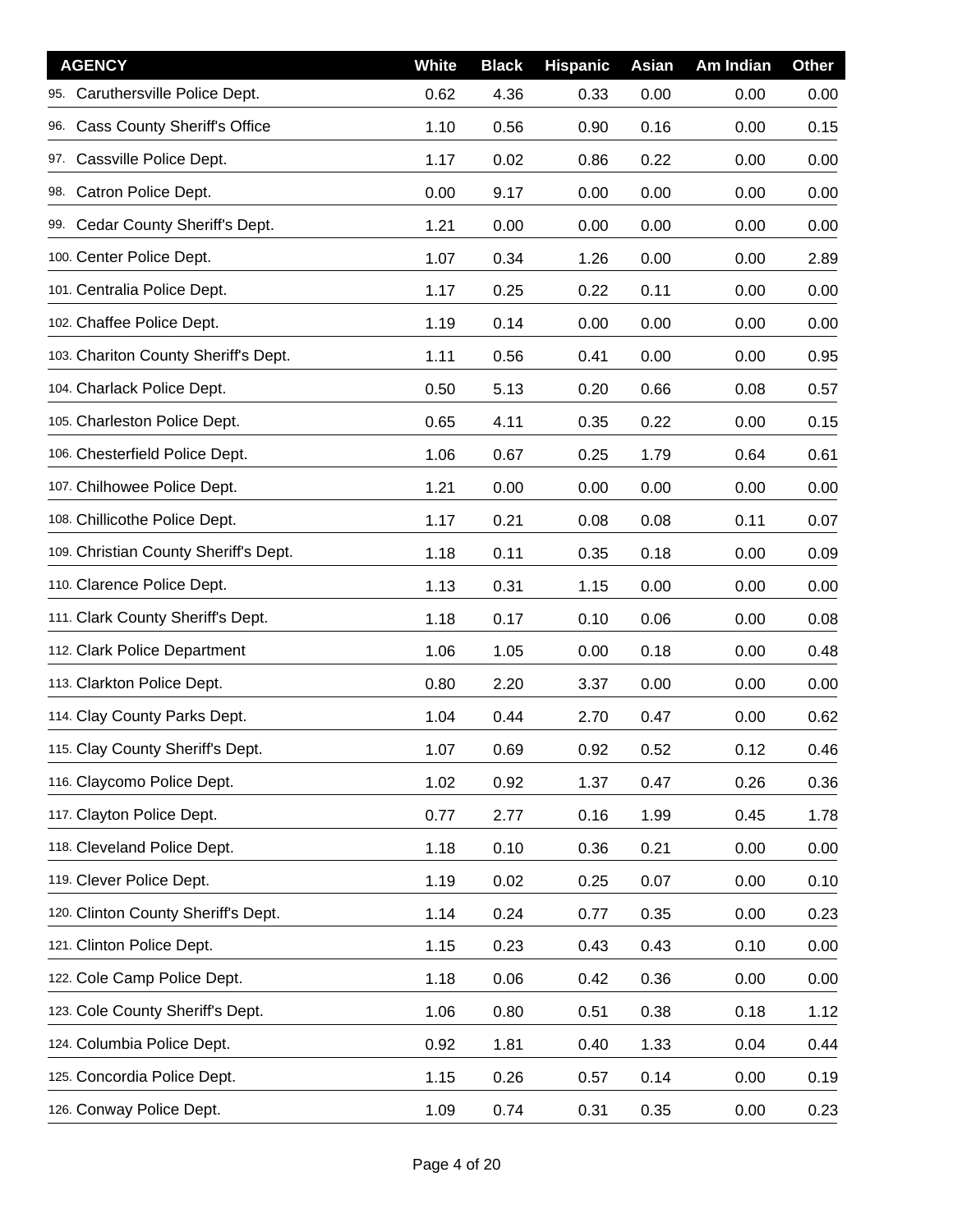| AGENCY | White | Black | Hispanic | Asian | Am Indian | Other |
|---|---|---|---|---|---|---|
| 95. Caruthersville Police Dept. | 0.62 | 4.36 | 0.33 | 0.00 | 0.00 | 0.00 |
| 96. Cass County Sheriff's Office | 1.10 | 0.56 | 0.90 | 0.16 | 0.00 | 0.15 |
| 97. Cassville Police Dept. | 1.17 | 0.02 | 0.86 | 0.22 | 0.00 | 0.00 |
| 98. Catron Police Dept. | 0.00 | 9.17 | 0.00 | 0.00 | 0.00 | 0.00 |
| 99. Cedar County Sheriff's Dept. | 1.21 | 0.00 | 0.00 | 0.00 | 0.00 | 0.00 |
| 100. Center Police Dept. | 1.07 | 0.34 | 1.26 | 0.00 | 0.00 | 2.89 |
| 101. Centralia Police Dept. | 1.17 | 0.25 | 0.22 | 0.11 | 0.00 | 0.00 |
| 102. Chaffee Police Dept. | 1.19 | 0.14 | 0.00 | 0.00 | 0.00 | 0.00 |
| 103. Chariton County Sheriff's Dept. | 1.11 | 0.56 | 0.41 | 0.00 | 0.00 | 0.95 |
| 104. Charlack Police Dept. | 0.50 | 5.13 | 0.20 | 0.66 | 0.08 | 0.57 |
| 105. Charleston Police Dept. | 0.65 | 4.11 | 0.35 | 0.22 | 0.00 | 0.15 |
| 106. Chesterfield Police Dept. | 1.06 | 0.67 | 0.25 | 1.79 | 0.64 | 0.61 |
| 107. Chilhowee Police Dept. | 1.21 | 0.00 | 0.00 | 0.00 | 0.00 | 0.00 |
| 108. Chillicothe Police Dept. | 1.17 | 0.21 | 0.08 | 0.08 | 0.11 | 0.07 |
| 109. Christian County Sheriff's Dept. | 1.18 | 0.11 | 0.35 | 0.18 | 0.00 | 0.09 |
| 110. Clarence Police Dept. | 1.13 | 0.31 | 1.15 | 0.00 | 0.00 | 0.00 |
| 111. Clark County Sheriff's Dept. | 1.18 | 0.17 | 0.10 | 0.06 | 0.00 | 0.08 |
| 112. Clark Police Department | 1.06 | 1.05 | 0.00 | 0.18 | 0.00 | 0.48 |
| 113. Clarkton Police Dept. | 0.80 | 2.20 | 3.37 | 0.00 | 0.00 | 0.00 |
| 114. Clay County Parks Dept. | 1.04 | 0.44 | 2.70 | 0.47 | 0.00 | 0.62 |
| 115. Clay County Sheriff's Dept. | 1.07 | 0.69 | 0.92 | 0.52 | 0.12 | 0.46 |
| 116. Claycomo Police Dept. | 1.02 | 0.92 | 1.37 | 0.47 | 0.26 | 0.36 |
| 117. Clayton Police Dept. | 0.77 | 2.77 | 0.16 | 1.99 | 0.45 | 1.78 |
| 118. Cleveland Police Dept. | 1.18 | 0.10 | 0.36 | 0.21 | 0.00 | 0.00 |
| 119. Clever Police Dept. | 1.19 | 0.02 | 0.25 | 0.07 | 0.00 | 0.10 |
| 120. Clinton County Sheriff's Dept. | 1.14 | 0.24 | 0.77 | 0.35 | 0.00 | 0.23 |
| 121. Clinton Police Dept. | 1.15 | 0.23 | 0.43 | 0.43 | 0.10 | 0.00 |
| 122. Cole Camp Police Dept. | 1.18 | 0.06 | 0.42 | 0.36 | 0.00 | 0.00 |
| 123. Cole County Sheriff's Dept. | 1.06 | 0.80 | 0.51 | 0.38 | 0.18 | 1.12 |
| 124. Columbia Police Dept. | 0.92 | 1.81 | 0.40 | 1.33 | 0.04 | 0.44 |
| 125. Concordia Police Dept. | 1.15 | 0.26 | 0.57 | 0.14 | 0.00 | 0.19 |
| 126. Conway Police Dept. | 1.09 | 0.74 | 0.31 | 0.35 | 0.00 | 0.23 |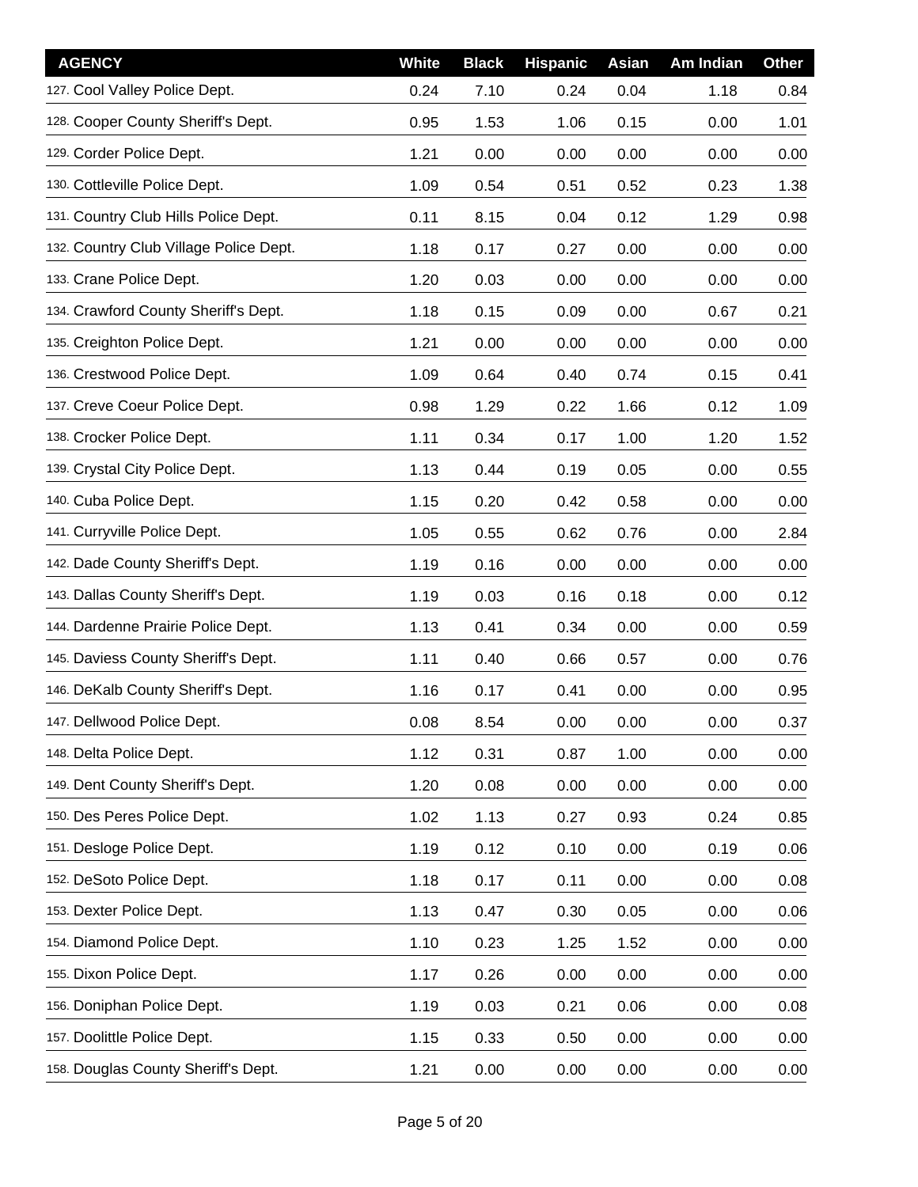| AGENCY | White | Black | Hispanic | Asian | Am Indian | Other |
|---|---|---|---|---|---|---|
| 127. Cool Valley Police Dept. | 0.24 | 7.10 | 0.24 | 0.04 | 1.18 | 0.84 |
| 128. Cooper County Sheriff's Dept. | 0.95 | 1.53 | 1.06 | 0.15 | 0.00 | 1.01 |
| 129. Corder Police Dept. | 1.21 | 0.00 | 0.00 | 0.00 | 0.00 | 0.00 |
| 130. Cottleville Police Dept. | 1.09 | 0.54 | 0.51 | 0.52 | 0.23 | 1.38 |
| 131. Country Club Hills Police Dept. | 0.11 | 8.15 | 0.04 | 0.12 | 1.29 | 0.98 |
| 132. Country Club Village Police Dept. | 1.18 | 0.17 | 0.27 | 0.00 | 0.00 | 0.00 |
| 133. Crane Police Dept. | 1.20 | 0.03 | 0.00 | 0.00 | 0.00 | 0.00 |
| 134. Crawford County Sheriff's Dept. | 1.18 | 0.15 | 0.09 | 0.00 | 0.67 | 0.21 |
| 135. Creighton Police Dept. | 1.21 | 0.00 | 0.00 | 0.00 | 0.00 | 0.00 |
| 136. Crestwood Police Dept. | 1.09 | 0.64 | 0.40 | 0.74 | 0.15 | 0.41 |
| 137. Creve Coeur Police Dept. | 0.98 | 1.29 | 0.22 | 1.66 | 0.12 | 1.09 |
| 138. Crocker Police Dept. | 1.11 | 0.34 | 0.17 | 1.00 | 1.20 | 1.52 |
| 139. Crystal City Police Dept. | 1.13 | 0.44 | 0.19 | 0.05 | 0.00 | 0.55 |
| 140. Cuba Police Dept. | 1.15 | 0.20 | 0.42 | 0.58 | 0.00 | 0.00 |
| 141. Curryville Police Dept. | 1.05 | 0.55 | 0.62 | 0.76 | 0.00 | 2.84 |
| 142. Dade County Sheriff's Dept. | 1.19 | 0.16 | 0.00 | 0.00 | 0.00 | 0.00 |
| 143. Dallas County Sheriff's Dept. | 1.19 | 0.03 | 0.16 | 0.18 | 0.00 | 0.12 |
| 144. Dardenne Prairie Police Dept. | 1.13 | 0.41 | 0.34 | 0.00 | 0.00 | 0.59 |
| 145. Daviess County Sheriff's Dept. | 1.11 | 0.40 | 0.66 | 0.57 | 0.00 | 0.76 |
| 146. DeKalb County Sheriff's Dept. | 1.16 | 0.17 | 0.41 | 0.00 | 0.00 | 0.95 |
| 147. Dellwood Police Dept. | 0.08 | 8.54 | 0.00 | 0.00 | 0.00 | 0.37 |
| 148. Delta Police Dept. | 1.12 | 0.31 | 0.87 | 1.00 | 0.00 | 0.00 |
| 149. Dent County Sheriff's Dept. | 1.20 | 0.08 | 0.00 | 0.00 | 0.00 | 0.00 |
| 150. Des Peres Police Dept. | 1.02 | 1.13 | 0.27 | 0.93 | 0.24 | 0.85 |
| 151. Desloge Police Dept. | 1.19 | 0.12 | 0.10 | 0.00 | 0.19 | 0.06 |
| 152. DeSoto Police Dept. | 1.18 | 0.17 | 0.11 | 0.00 | 0.00 | 0.08 |
| 153. Dexter Police Dept. | 1.13 | 0.47 | 0.30 | 0.05 | 0.00 | 0.06 |
| 154. Diamond Police Dept. | 1.10 | 0.23 | 1.25 | 1.52 | 0.00 | 0.00 |
| 155. Dixon Police Dept. | 1.17 | 0.26 | 0.00 | 0.00 | 0.00 | 0.00 |
| 156. Doniphan Police Dept. | 1.19 | 0.03 | 0.21 | 0.06 | 0.00 | 0.08 |
| 157. Doolittle Police Dept. | 1.15 | 0.33 | 0.50 | 0.00 | 0.00 | 0.00 |
| 158. Douglas County Sheriff's Dept. | 1.21 | 0.00 | 0.00 | 0.00 | 0.00 | 0.00 |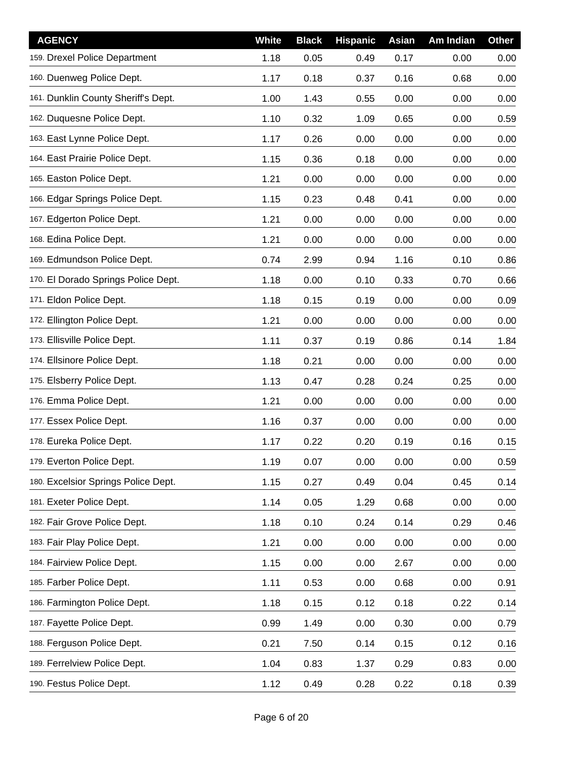| AGENCY | White | Black | Hispanic | Asian | Am Indian | Other |
| --- | --- | --- | --- | --- | --- | --- |
| 159. Drexel Police Department | 1.18 | 0.05 | 0.49 | 0.17 | 0.00 | 0.00 |
| 160. Duenweg Police Dept. | 1.17 | 0.18 | 0.37 | 0.16 | 0.68 | 0.00 |
| 161. Dunklin County Sheriff's Dept. | 1.00 | 1.43 | 0.55 | 0.00 | 0.00 | 0.00 |
| 162. Duquesne Police Dept. | 1.10 | 0.32 | 1.09 | 0.65 | 0.00 | 0.59 |
| 163. East Lynne Police Dept. | 1.17 | 0.26 | 0.00 | 0.00 | 0.00 | 0.00 |
| 164. East Prairie Police Dept. | 1.15 | 0.36 | 0.18 | 0.00 | 0.00 | 0.00 |
| 165. Easton Police Dept. | 1.21 | 0.00 | 0.00 | 0.00 | 0.00 | 0.00 |
| 166. Edgar Springs Police Dept. | 1.15 | 0.23 | 0.48 | 0.41 | 0.00 | 0.00 |
| 167. Edgerton Police Dept. | 1.21 | 0.00 | 0.00 | 0.00 | 0.00 | 0.00 |
| 168. Edina Police Dept. | 1.21 | 0.00 | 0.00 | 0.00 | 0.00 | 0.00 |
| 169. Edmundson Police Dept. | 0.74 | 2.99 | 0.94 | 1.16 | 0.10 | 0.86 |
| 170. El Dorado Springs Police Dept. | 1.18 | 0.00 | 0.10 | 0.33 | 0.70 | 0.66 |
| 171. Eldon Police Dept. | 1.18 | 0.15 | 0.19 | 0.00 | 0.00 | 0.09 |
| 172. Ellington Police Dept. | 1.21 | 0.00 | 0.00 | 0.00 | 0.00 | 0.00 |
| 173. Ellisville Police Dept. | 1.11 | 0.37 | 0.19 | 0.86 | 0.14 | 1.84 |
| 174. Ellsinore Police Dept. | 1.18 | 0.21 | 0.00 | 0.00 | 0.00 | 0.00 |
| 175. Elsberry Police Dept. | 1.13 | 0.47 | 0.28 | 0.24 | 0.25 | 0.00 |
| 176. Emma Police Dept. | 1.21 | 0.00 | 0.00 | 0.00 | 0.00 | 0.00 |
| 177. Essex Police Dept. | 1.16 | 0.37 | 0.00 | 0.00 | 0.00 | 0.00 |
| 178. Eureka Police Dept. | 1.17 | 0.22 | 0.20 | 0.19 | 0.16 | 0.15 |
| 179. Everton Police Dept. | 1.19 | 0.07 | 0.00 | 0.00 | 0.00 | 0.59 |
| 180. Excelsior Springs Police Dept. | 1.15 | 0.27 | 0.49 | 0.04 | 0.45 | 0.14 |
| 181. Exeter Police Dept. | 1.14 | 0.05 | 1.29 | 0.68 | 0.00 | 0.00 |
| 182. Fair Grove Police Dept. | 1.18 | 0.10 | 0.24 | 0.14 | 0.29 | 0.46 |
| 183. Fair Play Police Dept. | 1.21 | 0.00 | 0.00 | 0.00 | 0.00 | 0.00 |
| 184. Fairview Police Dept. | 1.15 | 0.00 | 0.00 | 2.67 | 0.00 | 0.00 |
| 185. Farber Police Dept. | 1.11 | 0.53 | 0.00 | 0.68 | 0.00 | 0.91 |
| 186. Farmington Police Dept. | 1.18 | 0.15 | 0.12 | 0.18 | 0.22 | 0.14 |
| 187. Fayette Police Dept. | 0.99 | 1.49 | 0.00 | 0.30 | 0.00 | 0.79 |
| 188. Ferguson Police Dept. | 0.21 | 7.50 | 0.14 | 0.15 | 0.12 | 0.16 |
| 189. Ferrelview Police Dept. | 1.04 | 0.83 | 1.37 | 0.29 | 0.83 | 0.00 |
| 190. Festus Police Dept. | 1.12 | 0.49 | 0.28 | 0.22 | 0.18 | 0.39 |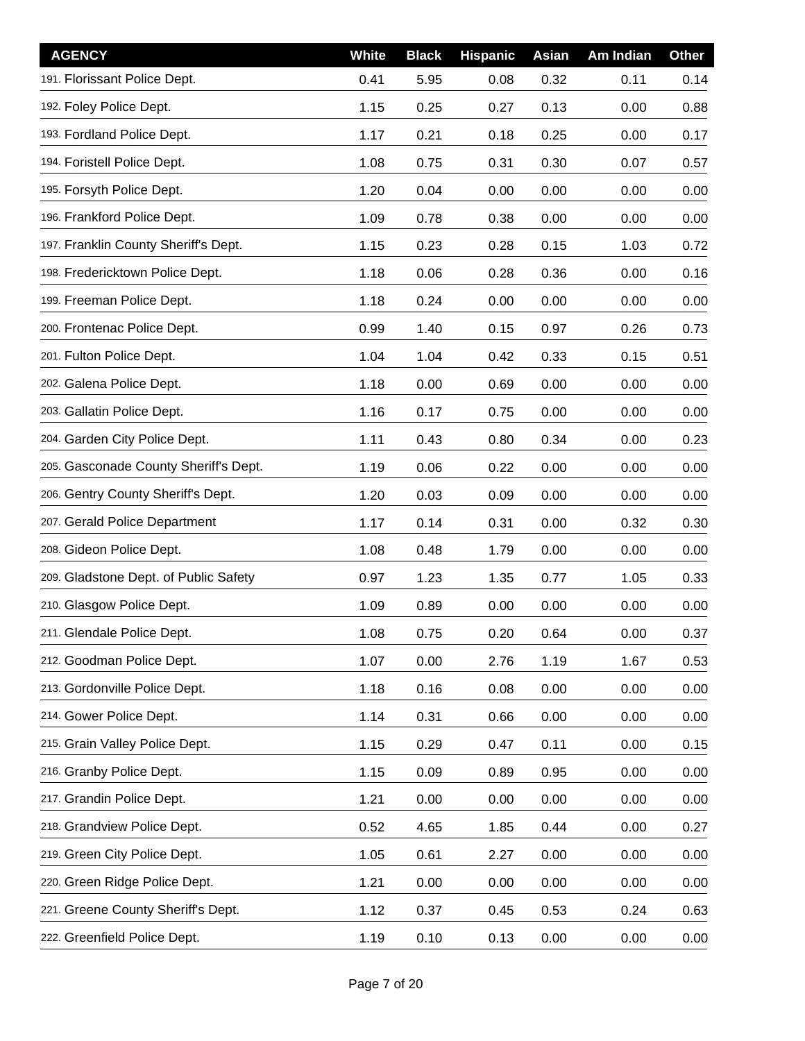| AGENCY | White | Black | Hispanic | Asian | Am Indian | Other |
|---|---|---|---|---|---|---|
| 191. Florissant Police Dept. | 0.41 | 5.95 | 0.08 | 0.32 | 0.11 | 0.14 |
| 192. Foley Police Dept. | 1.15 | 0.25 | 0.27 | 0.13 | 0.00 | 0.88 |
| 193. Fordland Police Dept. | 1.17 | 0.21 | 0.18 | 0.25 | 0.00 | 0.17 |
| 194. Foristell Police Dept. | 1.08 | 0.75 | 0.31 | 0.30 | 0.07 | 0.57 |
| 195. Forsyth Police Dept. | 1.20 | 0.04 | 0.00 | 0.00 | 0.00 | 0.00 |
| 196. Frankford Police Dept. | 1.09 | 0.78 | 0.38 | 0.00 | 0.00 | 0.00 |
| 197. Franklin County Sheriff's Dept. | 1.15 | 0.23 | 0.28 | 0.15 | 1.03 | 0.72 |
| 198. Fredericktown Police Dept. | 1.18 | 0.06 | 0.28 | 0.36 | 0.00 | 0.16 |
| 199. Freeman Police Dept. | 1.18 | 0.24 | 0.00 | 0.00 | 0.00 | 0.00 |
| 200. Frontenac Police Dept. | 0.99 | 1.40 | 0.15 | 0.97 | 0.26 | 0.73 |
| 201. Fulton Police Dept. | 1.04 | 1.04 | 0.42 | 0.33 | 0.15 | 0.51 |
| 202. Galena Police Dept. | 1.18 | 0.00 | 0.69 | 0.00 | 0.00 | 0.00 |
| 203. Gallatin Police Dept. | 1.16 | 0.17 | 0.75 | 0.00 | 0.00 | 0.00 |
| 204. Garden City Police Dept. | 1.11 | 0.43 | 0.80 | 0.34 | 0.00 | 0.23 |
| 205. Gasconade County Sheriff's Dept. | 1.19 | 0.06 | 0.22 | 0.00 | 0.00 | 0.00 |
| 206. Gentry County Sheriff's Dept. | 1.20 | 0.03 | 0.09 | 0.00 | 0.00 | 0.00 |
| 207. Gerald Police Department | 1.17 | 0.14 | 0.31 | 0.00 | 0.32 | 0.30 |
| 208. Gideon Police Dept. | 1.08 | 0.48 | 1.79 | 0.00 | 0.00 | 0.00 |
| 209. Gladstone Dept. of Public Safety | 0.97 | 1.23 | 1.35 | 0.77 | 1.05 | 0.33 |
| 210. Glasgow Police Dept. | 1.09 | 0.89 | 0.00 | 0.00 | 0.00 | 0.00 |
| 211. Glendale Police Dept. | 1.08 | 0.75 | 0.20 | 0.64 | 0.00 | 0.37 |
| 212. Goodman Police Dept. | 1.07 | 0.00 | 2.76 | 1.19 | 1.67 | 0.53 |
| 213. Gordonville Police Dept. | 1.18 | 0.16 | 0.08 | 0.00 | 0.00 | 0.00 |
| 214. Gower Police Dept. | 1.14 | 0.31 | 0.66 | 0.00 | 0.00 | 0.00 |
| 215. Grain Valley Police Dept. | 1.15 | 0.29 | 0.47 | 0.11 | 0.00 | 0.15 |
| 216. Granby Police Dept. | 1.15 | 0.09 | 0.89 | 0.95 | 0.00 | 0.00 |
| 217. Grandin Police Dept. | 1.21 | 0.00 | 0.00 | 0.00 | 0.00 | 0.00 |
| 218. Grandview Police Dept. | 0.52 | 4.65 | 1.85 | 0.44 | 0.00 | 0.27 |
| 219. Green City Police Dept. | 1.05 | 0.61 | 2.27 | 0.00 | 0.00 | 0.00 |
| 220. Green Ridge Police Dept. | 1.21 | 0.00 | 0.00 | 0.00 | 0.00 | 0.00 |
| 221. Greene County Sheriff's Dept. | 1.12 | 0.37 | 0.45 | 0.53 | 0.24 | 0.63 |
| 222. Greenfield Police Dept. | 1.19 | 0.10 | 0.13 | 0.00 | 0.00 | 0.00 |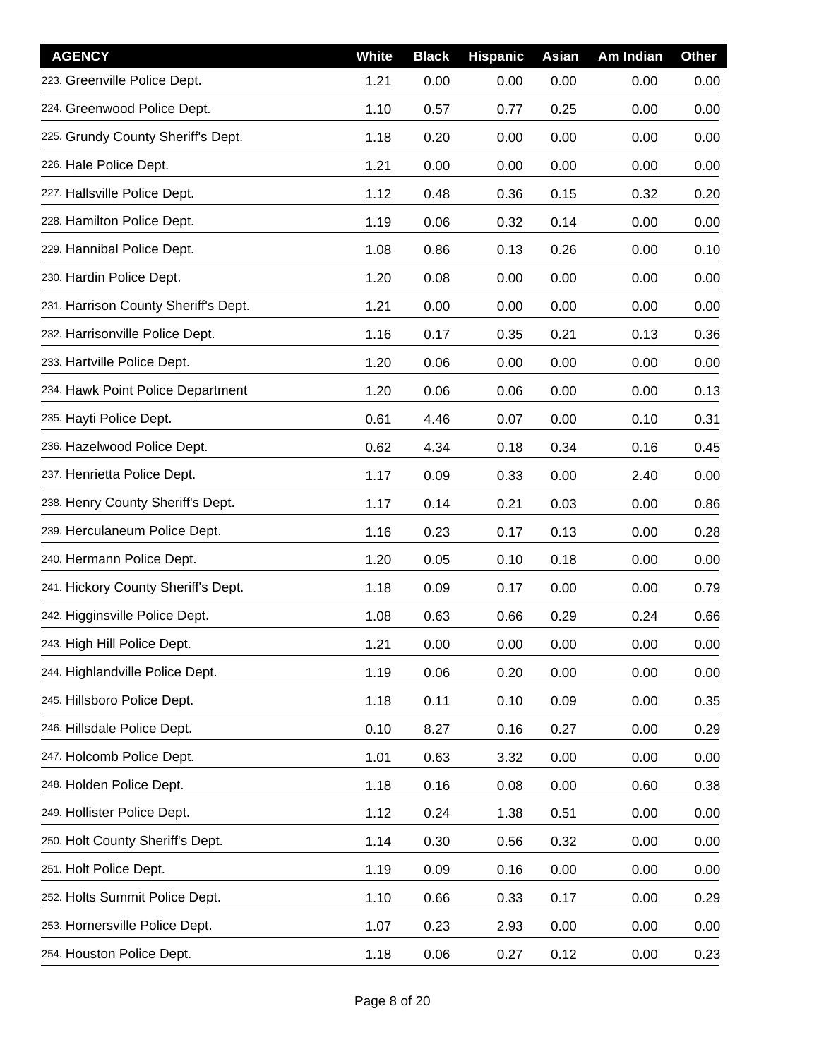| AGENCY | White | Black | Hispanic | Asian | Am Indian | Other |
|---|---|---|---|---|---|---|
| 223. Greenville Police Dept. | 1.21 | 0.00 | 0.00 | 0.00 | 0.00 | 0.00 |
| 224. Greenwood Police Dept. | 1.10 | 0.57 | 0.77 | 0.25 | 0.00 | 0.00 |
| 225. Grundy County Sheriff's Dept. | 1.18 | 0.20 | 0.00 | 0.00 | 0.00 | 0.00 |
| 226. Hale Police Dept. | 1.21 | 0.00 | 0.00 | 0.00 | 0.00 | 0.00 |
| 227. Hallsville Police Dept. | 1.12 | 0.48 | 0.36 | 0.15 | 0.32 | 0.20 |
| 228. Hamilton Police Dept. | 1.19 | 0.06 | 0.32 | 0.14 | 0.00 | 0.00 |
| 229. Hannibal Police Dept. | 1.08 | 0.86 | 0.13 | 0.26 | 0.00 | 0.10 |
| 230. Hardin Police Dept. | 1.20 | 0.08 | 0.00 | 0.00 | 0.00 | 0.00 |
| 231. Harrison County Sheriff's Dept. | 1.21 | 0.00 | 0.00 | 0.00 | 0.00 | 0.00 |
| 232. Harrisonville Police Dept. | 1.16 | 0.17 | 0.35 | 0.21 | 0.13 | 0.36 |
| 233. Hartville Police Dept. | 1.20 | 0.06 | 0.00 | 0.00 | 0.00 | 0.00 |
| 234. Hawk Point Police Department | 1.20 | 0.06 | 0.06 | 0.00 | 0.00 | 0.13 |
| 235. Hayti Police Dept. | 0.61 | 4.46 | 0.07 | 0.00 | 0.10 | 0.31 |
| 236. Hazelwood Police Dept. | 0.62 | 4.34 | 0.18 | 0.34 | 0.16 | 0.45 |
| 237. Henrietta Police Dept. | 1.17 | 0.09 | 0.33 | 0.00 | 2.40 | 0.00 |
| 238. Henry County Sheriff's Dept. | 1.17 | 0.14 | 0.21 | 0.03 | 0.00 | 0.86 |
| 239. Herculaneum Police Dept. | 1.16 | 0.23 | 0.17 | 0.13 | 0.00 | 0.28 |
| 240. Hermann Police Dept. | 1.20 | 0.05 | 0.10 | 0.18 | 0.00 | 0.00 |
| 241. Hickory County Sheriff's Dept. | 1.18 | 0.09 | 0.17 | 0.00 | 0.00 | 0.79 |
| 242. Higginsville Police Dept. | 1.08 | 0.63 | 0.66 | 0.29 | 0.24 | 0.66 |
| 243. High Hill Police Dept. | 1.21 | 0.00 | 0.00 | 0.00 | 0.00 | 0.00 |
| 244. Highlandville Police Dept. | 1.19 | 0.06 | 0.20 | 0.00 | 0.00 | 0.00 |
| 245. Hillsboro Police Dept. | 1.18 | 0.11 | 0.10 | 0.09 | 0.00 | 0.35 |
| 246. Hillsdale Police Dept. | 0.10 | 8.27 | 0.16 | 0.27 | 0.00 | 0.29 |
| 247. Holcomb Police Dept. | 1.01 | 0.63 | 3.32 | 0.00 | 0.00 | 0.00 |
| 248. Holden Police Dept. | 1.18 | 0.16 | 0.08 | 0.00 | 0.60 | 0.38 |
| 249. Hollister Police Dept. | 1.12 | 0.24 | 1.38 | 0.51 | 0.00 | 0.00 |
| 250. Holt County Sheriff's Dept. | 1.14 | 0.30 | 0.56 | 0.32 | 0.00 | 0.00 |
| 251. Holt Police Dept. | 1.19 | 0.09 | 0.16 | 0.00 | 0.00 | 0.00 |
| 252. Holts Summit Police Dept. | 1.10 | 0.66 | 0.33 | 0.17 | 0.00 | 0.29 |
| 253. Hornersville Police Dept. | 1.07 | 0.23 | 2.93 | 0.00 | 0.00 | 0.00 |
| 254. Houston Police Dept. | 1.18 | 0.06 | 0.27 | 0.12 | 0.00 | 0.23 |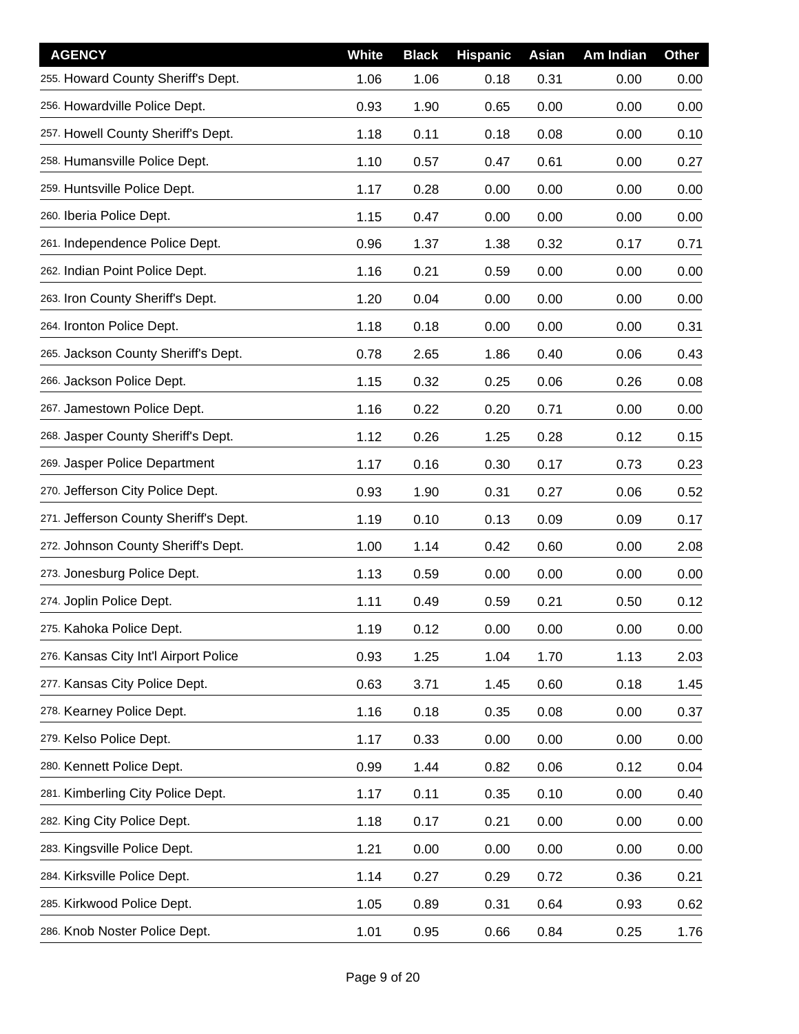| AGENCY | White | Black | Hispanic | Asian | Am Indian | Other |
|---|---|---|---|---|---|---|
| 255. Howard County Sheriff's Dept. | 1.06 | 1.06 | 0.18 | 0.31 | 0.00 | 0.00 |
| 256. Howardville Police Dept. | 0.93 | 1.90 | 0.65 | 0.00 | 0.00 | 0.00 |
| 257. Howell County Sheriff's Dept. | 1.18 | 0.11 | 0.18 | 0.08 | 0.00 | 0.10 |
| 258. Humansville Police Dept. | 1.10 | 0.57 | 0.47 | 0.61 | 0.00 | 0.27 |
| 259. Huntsville Police Dept. | 1.17 | 0.28 | 0.00 | 0.00 | 0.00 | 0.00 |
| 260. Iberia Police Dept. | 1.15 | 0.47 | 0.00 | 0.00 | 0.00 | 0.00 |
| 261. Independence Police Dept. | 0.96 | 1.37 | 1.38 | 0.32 | 0.17 | 0.71 |
| 262. Indian Point Police Dept. | 1.16 | 0.21 | 0.59 | 0.00 | 0.00 | 0.00 |
| 263. Iron County Sheriff's Dept. | 1.20 | 0.04 | 0.00 | 0.00 | 0.00 | 0.00 |
| 264. Ironton Police Dept. | 1.18 | 0.18 | 0.00 | 0.00 | 0.00 | 0.31 |
| 265. Jackson County Sheriff's Dept. | 0.78 | 2.65 | 1.86 | 0.40 | 0.06 | 0.43 |
| 266. Jackson Police Dept. | 1.15 | 0.32 | 0.25 | 0.06 | 0.26 | 0.08 |
| 267. Jamestown Police Dept. | 1.16 | 0.22 | 0.20 | 0.71 | 0.00 | 0.00 |
| 268. Jasper County Sheriff's Dept. | 1.12 | 0.26 | 1.25 | 0.28 | 0.12 | 0.15 |
| 269. Jasper Police Department | 1.17 | 0.16 | 0.30 | 0.17 | 0.73 | 0.23 |
| 270. Jefferson City Police Dept. | 0.93 | 1.90 | 0.31 | 0.27 | 0.06 | 0.52 |
| 271. Jefferson County Sheriff's Dept. | 1.19 | 0.10 | 0.13 | 0.09 | 0.09 | 0.17 |
| 272. Johnson County Sheriff's Dept. | 1.00 | 1.14 | 0.42 | 0.60 | 0.00 | 2.08 |
| 273. Jonesburg Police Dept. | 1.13 | 0.59 | 0.00 | 0.00 | 0.00 | 0.00 |
| 274. Joplin Police Dept. | 1.11 | 0.49 | 0.59 | 0.21 | 0.50 | 0.12 |
| 275. Kahoka Police Dept. | 1.19 | 0.12 | 0.00 | 0.00 | 0.00 | 0.00 |
| 276. Kansas City Int'l Airport Police | 0.93 | 1.25 | 1.04 | 1.70 | 1.13 | 2.03 |
| 277. Kansas City Police Dept. | 0.63 | 3.71 | 1.45 | 0.60 | 0.18 | 1.45 |
| 278. Kearney Police Dept. | 1.16 | 0.18 | 0.35 | 0.08 | 0.00 | 0.37 |
| 279. Kelso Police Dept. | 1.17 | 0.33 | 0.00 | 0.00 | 0.00 | 0.00 |
| 280. Kennett Police Dept. | 0.99 | 1.44 | 0.82 | 0.06 | 0.12 | 0.04 |
| 281. Kimberling City Police Dept. | 1.17 | 0.11 | 0.35 | 0.10 | 0.00 | 0.40 |
| 282. King City Police Dept. | 1.18 | 0.17 | 0.21 | 0.00 | 0.00 | 0.00 |
| 283. Kingsville Police Dept. | 1.21 | 0.00 | 0.00 | 0.00 | 0.00 | 0.00 |
| 284. Kirksville Police Dept. | 1.14 | 0.27 | 0.29 | 0.72 | 0.36 | 0.21 |
| 285. Kirkwood Police Dept. | 1.05 | 0.89 | 0.31 | 0.64 | 0.93 | 0.62 |
| 286. Knob Noster Police Dept. | 1.01 | 0.95 | 0.66 | 0.84 | 0.25 | 1.76 |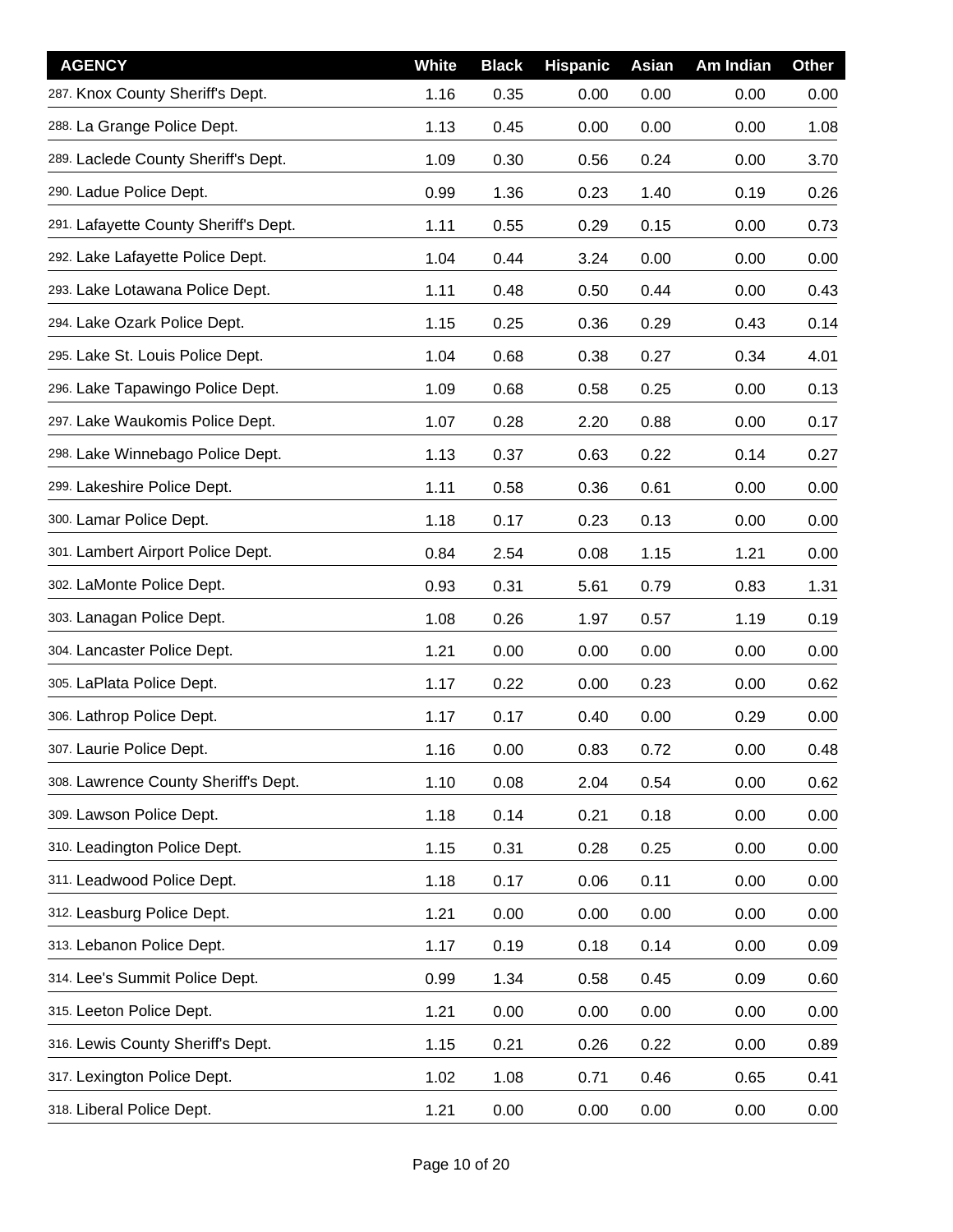| AGENCY | White | Black | Hispanic | Asian | Am Indian | Other |
|---|---|---|---|---|---|---|
| 287. Knox County Sheriff's Dept. | 1.16 | 0.35 | 0.00 | 0.00 | 0.00 | 0.00 |
| 288. La Grange Police Dept. | 1.13 | 0.45 | 0.00 | 0.00 | 0.00 | 1.08 |
| 289. Laclede County Sheriff's Dept. | 1.09 | 0.30 | 0.56 | 0.24 | 0.00 | 3.70 |
| 290. Ladue Police Dept. | 0.99 | 1.36 | 0.23 | 1.40 | 0.19 | 0.26 |
| 291. Lafayette County Sheriff's Dept. | 1.11 | 0.55 | 0.29 | 0.15 | 0.00 | 0.73 |
| 292. Lake Lafayette Police Dept. | 1.04 | 0.44 | 3.24 | 0.00 | 0.00 | 0.00 |
| 293. Lake Lotawana Police Dept. | 1.11 | 0.48 | 0.50 | 0.44 | 0.00 | 0.43 |
| 294. Lake Ozark Police Dept. | 1.15 | 0.25 | 0.36 | 0.29 | 0.43 | 0.14 |
| 295. Lake St. Louis Police Dept. | 1.04 | 0.68 | 0.38 | 0.27 | 0.34 | 4.01 |
| 296. Lake Tapawingo Police Dept. | 1.09 | 0.68 | 0.58 | 0.25 | 0.00 | 0.13 |
| 297. Lake Waukomis Police Dept. | 1.07 | 0.28 | 2.20 | 0.88 | 0.00 | 0.17 |
| 298. Lake Winnebago Police Dept. | 1.13 | 0.37 | 0.63 | 0.22 | 0.14 | 0.27 |
| 299. Lakeshire Police Dept. | 1.11 | 0.58 | 0.36 | 0.61 | 0.00 | 0.00 |
| 300. Lamar Police Dept. | 1.18 | 0.17 | 0.23 | 0.13 | 0.00 | 0.00 |
| 301. Lambert Airport Police Dept. | 0.84 | 2.54 | 0.08 | 1.15 | 1.21 | 0.00 |
| 302. LaMonte Police Dept. | 0.93 | 0.31 | 5.61 | 0.79 | 0.83 | 1.31 |
| 303. Lanagan Police Dept. | 1.08 | 0.26 | 1.97 | 0.57 | 1.19 | 0.19 |
| 304. Lancaster Police Dept. | 1.21 | 0.00 | 0.00 | 0.00 | 0.00 | 0.00 |
| 305. LaPlata Police Dept. | 1.17 | 0.22 | 0.00 | 0.23 | 0.00 | 0.62 |
| 306. Lathrop Police Dept. | 1.17 | 0.17 | 0.40 | 0.00 | 0.29 | 0.00 |
| 307. Laurie Police Dept. | 1.16 | 0.00 | 0.83 | 0.72 | 0.00 | 0.48 |
| 308. Lawrence County Sheriff's Dept. | 1.10 | 0.08 | 2.04 | 0.54 | 0.00 | 0.62 |
| 309. Lawson Police Dept. | 1.18 | 0.14 | 0.21 | 0.18 | 0.00 | 0.00 |
| 310. Leadington Police Dept. | 1.15 | 0.31 | 0.28 | 0.25 | 0.00 | 0.00 |
| 311. Leadwood Police Dept. | 1.18 | 0.17 | 0.06 | 0.11 | 0.00 | 0.00 |
| 312. Leasburg Police Dept. | 1.21 | 0.00 | 0.00 | 0.00 | 0.00 | 0.00 |
| 313. Lebanon Police Dept. | 1.17 | 0.19 | 0.18 | 0.14 | 0.00 | 0.09 |
| 314. Lee's Summit Police Dept. | 0.99 | 1.34 | 0.58 | 0.45 | 0.09 | 0.60 |
| 315. Leeton Police Dept. | 1.21 | 0.00 | 0.00 | 0.00 | 0.00 | 0.00 |
| 316. Lewis County Sheriff's Dept. | 1.15 | 0.21 | 0.26 | 0.22 | 0.00 | 0.89 |
| 317. Lexington Police Dept. | 1.02 | 1.08 | 0.71 | 0.46 | 0.65 | 0.41 |
| 318. Liberal Police Dept. | 1.21 | 0.00 | 0.00 | 0.00 | 0.00 | 0.00 |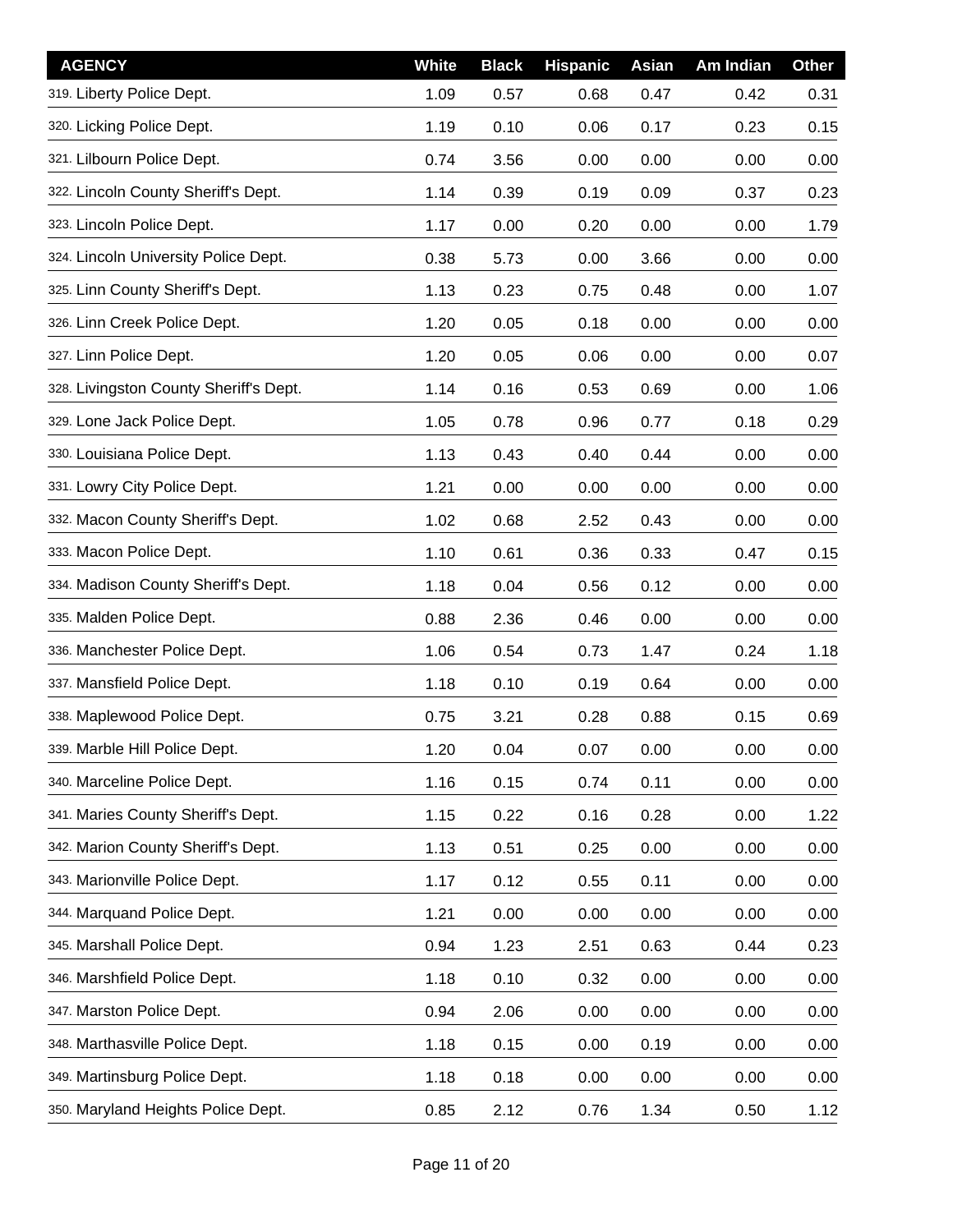| AGENCY | White | Black | Hispanic | Asian | Am Indian | Other |
|---|---|---|---|---|---|---|
| 319. Liberty Police Dept. | 1.09 | 0.57 | 0.68 | 0.47 | 0.42 | 0.31 |
| 320. Licking Police Dept. | 1.19 | 0.10 | 0.06 | 0.17 | 0.23 | 0.15 |
| 321. Lilbourn Police Dept. | 0.74 | 3.56 | 0.00 | 0.00 | 0.00 | 0.00 |
| 322. Lincoln County Sheriff's Dept. | 1.14 | 0.39 | 0.19 | 0.09 | 0.37 | 0.23 |
| 323. Lincoln Police Dept. | 1.17 | 0.00 | 0.20 | 0.00 | 0.00 | 1.79 |
| 324. Lincoln University Police Dept. | 0.38 | 5.73 | 0.00 | 3.66 | 0.00 | 0.00 |
| 325. Linn County Sheriff's Dept. | 1.13 | 0.23 | 0.75 | 0.48 | 0.00 | 1.07 |
| 326. Linn Creek Police Dept. | 1.20 | 0.05 | 0.18 | 0.00 | 0.00 | 0.00 |
| 327. Linn Police Dept. | 1.20 | 0.05 | 0.06 | 0.00 | 0.00 | 0.07 |
| 328. Livingston County Sheriff's Dept. | 1.14 | 0.16 | 0.53 | 0.69 | 0.00 | 1.06 |
| 329. Lone Jack Police Dept. | 1.05 | 0.78 | 0.96 | 0.77 | 0.18 | 0.29 |
| 330. Louisiana Police Dept. | 1.13 | 0.43 | 0.40 | 0.44 | 0.00 | 0.00 |
| 331. Lowry City Police Dept. | 1.21 | 0.00 | 0.00 | 0.00 | 0.00 | 0.00 |
| 332. Macon County Sheriff's Dept. | 1.02 | 0.68 | 2.52 | 0.43 | 0.00 | 0.00 |
| 333. Macon Police Dept. | 1.10 | 0.61 | 0.36 | 0.33 | 0.47 | 0.15 |
| 334. Madison County Sheriff's Dept. | 1.18 | 0.04 | 0.56 | 0.12 | 0.00 | 0.00 |
| 335. Malden Police Dept. | 0.88 | 2.36 | 0.46 | 0.00 | 0.00 | 0.00 |
| 336. Manchester Police Dept. | 1.06 | 0.54 | 0.73 | 1.47 | 0.24 | 1.18 |
| 337. Mansfield Police Dept. | 1.18 | 0.10 | 0.19 | 0.64 | 0.00 | 0.00 |
| 338. Maplewood Police Dept. | 0.75 | 3.21 | 0.28 | 0.88 | 0.15 | 0.69 |
| 339. Marble Hill Police Dept. | 1.20 | 0.04 | 0.07 | 0.00 | 0.00 | 0.00 |
| 340. Marceline Police Dept. | 1.16 | 0.15 | 0.74 | 0.11 | 0.00 | 0.00 |
| 341. Maries County Sheriff's Dept. | 1.15 | 0.22 | 0.16 | 0.28 | 0.00 | 1.22 |
| 342. Marion County Sheriff's Dept. | 1.13 | 0.51 | 0.25 | 0.00 | 0.00 | 0.00 |
| 343. Marionville Police Dept. | 1.17 | 0.12 | 0.55 | 0.11 | 0.00 | 0.00 |
| 344. Marquand Police Dept. | 1.21 | 0.00 | 0.00 | 0.00 | 0.00 | 0.00 |
| 345. Marshall Police Dept. | 0.94 | 1.23 | 2.51 | 0.63 | 0.44 | 0.23 |
| 346. Marshfield Police Dept. | 1.18 | 0.10 | 0.32 | 0.00 | 0.00 | 0.00 |
| 347. Marston Police Dept. | 0.94 | 2.06 | 0.00 | 0.00 | 0.00 | 0.00 |
| 348. Marthasville Police Dept. | 1.18 | 0.15 | 0.00 | 0.19 | 0.00 | 0.00 |
| 349. Martinsburg Police Dept. | 1.18 | 0.18 | 0.00 | 0.00 | 0.00 | 0.00 |
| 350. Maryland Heights Police Dept. | 0.85 | 2.12 | 0.76 | 1.34 | 0.50 | 1.12 |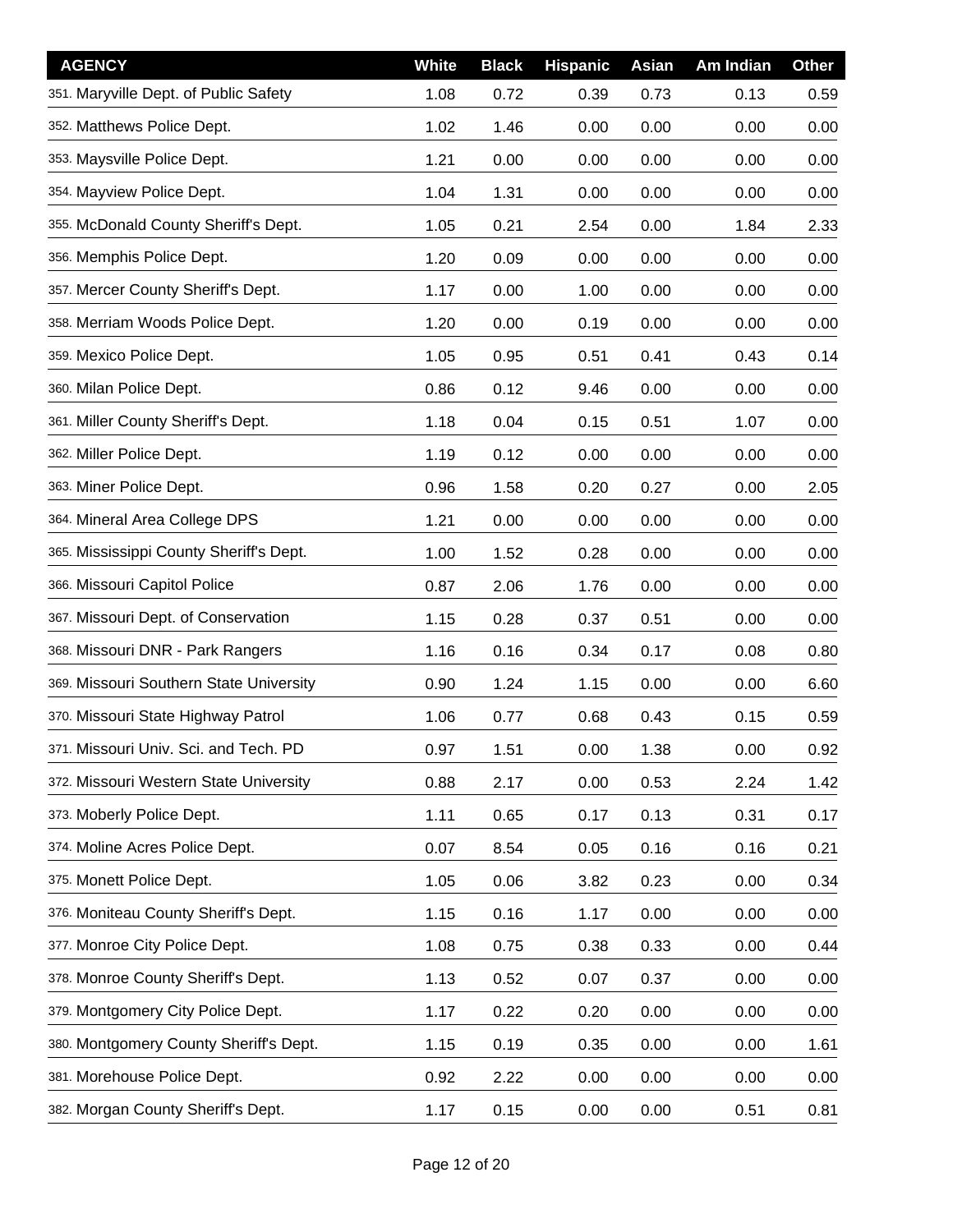| AGENCY | White | Black | Hispanic | Asian | Am Indian | Other |
|---|---|---|---|---|---|---|
| 351. Maryville Dept. of Public Safety | 1.08 | 0.72 | 0.39 | 0.73 | 0.13 | 0.59 |
| 352. Matthews Police Dept. | 1.02 | 1.46 | 0.00 | 0.00 | 0.00 | 0.00 |
| 353. Maysville Police Dept. | 1.21 | 0.00 | 0.00 | 0.00 | 0.00 | 0.00 |
| 354. Mayview Police Dept. | 1.04 | 1.31 | 0.00 | 0.00 | 0.00 | 0.00 |
| 355. McDonald County Sheriff's Dept. | 1.05 | 0.21 | 2.54 | 0.00 | 1.84 | 2.33 |
| 356. Memphis Police Dept. | 1.20 | 0.09 | 0.00 | 0.00 | 0.00 | 0.00 |
| 357. Mercer County Sheriff's Dept. | 1.17 | 0.00 | 1.00 | 0.00 | 0.00 | 0.00 |
| 358. Merriam Woods Police Dept. | 1.20 | 0.00 | 0.19 | 0.00 | 0.00 | 0.00 |
| 359. Mexico Police Dept. | 1.05 | 0.95 | 0.51 | 0.41 | 0.43 | 0.14 |
| 360. Milan Police Dept. | 0.86 | 0.12 | 9.46 | 0.00 | 0.00 | 0.00 |
| 361. Miller County Sheriff's Dept. | 1.18 | 0.04 | 0.15 | 0.51 | 1.07 | 0.00 |
| 362. Miller Police Dept. | 1.19 | 0.12 | 0.00 | 0.00 | 0.00 | 0.00 |
| 363. Miner Police Dept. | 0.96 | 1.58 | 0.20 | 0.27 | 0.00 | 2.05 |
| 364. Mineral Area College DPS | 1.21 | 0.00 | 0.00 | 0.00 | 0.00 | 0.00 |
| 365. Mississippi County Sheriff's Dept. | 1.00 | 1.52 | 0.28 | 0.00 | 0.00 | 0.00 |
| 366. Missouri Capitol Police | 0.87 | 2.06 | 1.76 | 0.00 | 0.00 | 0.00 |
| 367. Missouri Dept. of Conservation | 1.15 | 0.28 | 0.37 | 0.51 | 0.00 | 0.00 |
| 368. Missouri DNR - Park Rangers | 1.16 | 0.16 | 0.34 | 0.17 | 0.08 | 0.80 |
| 369. Missouri Southern State University | 0.90 | 1.24 | 1.15 | 0.00 | 0.00 | 6.60 |
| 370. Missouri State Highway Patrol | 1.06 | 0.77 | 0.68 | 0.43 | 0.15 | 0.59 |
| 371. Missouri Univ. Sci. and Tech. PD | 0.97 | 1.51 | 0.00 | 1.38 | 0.00 | 0.92 |
| 372. Missouri Western State University | 0.88 | 2.17 | 0.00 | 0.53 | 2.24 | 1.42 |
| 373. Moberly Police Dept. | 1.11 | 0.65 | 0.17 | 0.13 | 0.31 | 0.17 |
| 374. Moline Acres Police Dept. | 0.07 | 8.54 | 0.05 | 0.16 | 0.16 | 0.21 |
| 375. Monett Police Dept. | 1.05 | 0.06 | 3.82 | 0.23 | 0.00 | 0.34 |
| 376. Moniteau County Sheriff's Dept. | 1.15 | 0.16 | 1.17 | 0.00 | 0.00 | 0.00 |
| 377. Monroe City Police Dept. | 1.08 | 0.75 | 0.38 | 0.33 | 0.00 | 0.44 |
| 378. Monroe County Sheriff's Dept. | 1.13 | 0.52 | 0.07 | 0.37 | 0.00 | 0.00 |
| 379. Montgomery City Police Dept. | 1.17 | 0.22 | 0.20 | 0.00 | 0.00 | 0.00 |
| 380. Montgomery County Sheriff's Dept. | 1.15 | 0.19 | 0.35 | 0.00 | 0.00 | 1.61 |
| 381. Morehouse Police Dept. | 0.92 | 2.22 | 0.00 | 0.00 | 0.00 | 0.00 |
| 382. Morgan County Sheriff's Dept. | 1.17 | 0.15 | 0.00 | 0.00 | 0.51 | 0.81 |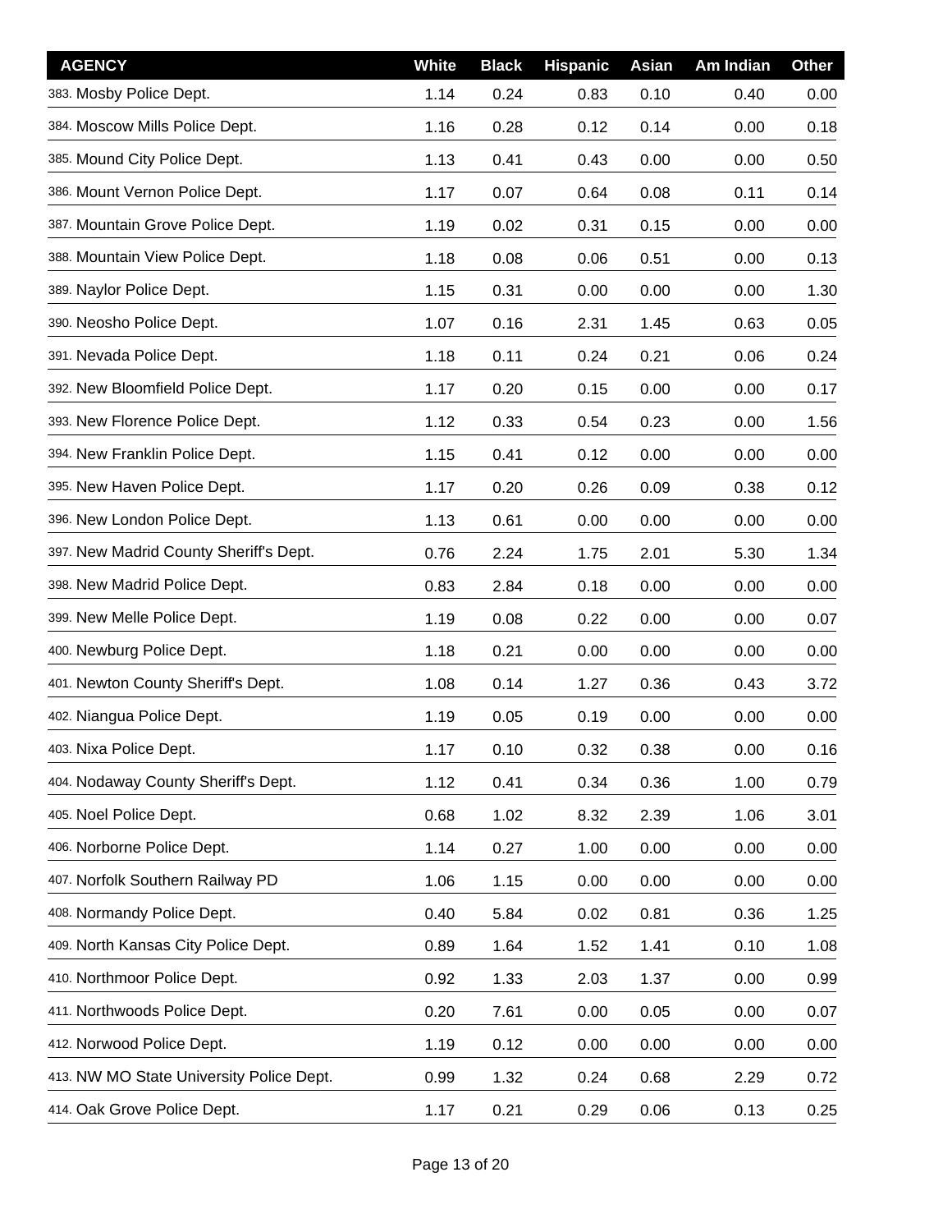| AGENCY | White | Black | Hispanic | Asian | Am Indian | Other |
|---|---|---|---|---|---|---|
| 383. Mosby Police Dept. | 1.14 | 0.24 | 0.83 | 0.10 | 0.40 | 0.00 |
| 384. Moscow Mills Police Dept. | 1.16 | 0.28 | 0.12 | 0.14 | 0.00 | 0.18 |
| 385. Mound City Police Dept. | 1.13 | 0.41 | 0.43 | 0.00 | 0.00 | 0.50 |
| 386. Mount Vernon Police Dept. | 1.17 | 0.07 | 0.64 | 0.08 | 0.11 | 0.14 |
| 387. Mountain Grove Police Dept. | 1.19 | 0.02 | 0.31 | 0.15 | 0.00 | 0.00 |
| 388. Mountain View Police Dept. | 1.18 | 0.08 | 0.06 | 0.51 | 0.00 | 0.13 |
| 389. Naylor Police Dept. | 1.15 | 0.31 | 0.00 | 0.00 | 0.00 | 1.30 |
| 390. Neosho Police Dept. | 1.07 | 0.16 | 2.31 | 1.45 | 0.63 | 0.05 |
| 391. Nevada Police Dept. | 1.18 | 0.11 | 0.24 | 0.21 | 0.06 | 0.24 |
| 392. New Bloomfield Police Dept. | 1.17 | 0.20 | 0.15 | 0.00 | 0.00 | 0.17 |
| 393. New Florence Police Dept. | 1.12 | 0.33 | 0.54 | 0.23 | 0.00 | 1.56 |
| 394. New Franklin Police Dept. | 1.15 | 0.41 | 0.12 | 0.00 | 0.00 | 0.00 |
| 395. New Haven Police Dept. | 1.17 | 0.20 | 0.26 | 0.09 | 0.38 | 0.12 |
| 396. New London Police Dept. | 1.13 | 0.61 | 0.00 | 0.00 | 0.00 | 0.00 |
| 397. New Madrid County Sheriff's Dept. | 0.76 | 2.24 | 1.75 | 2.01 | 5.30 | 1.34 |
| 398. New Madrid Police Dept. | 0.83 | 2.84 | 0.18 | 0.00 | 0.00 | 0.00 |
| 399. New Melle Police Dept. | 1.19 | 0.08 | 0.22 | 0.00 | 0.00 | 0.07 |
| 400. Newburg Police Dept. | 1.18 | 0.21 | 0.00 | 0.00 | 0.00 | 0.00 |
| 401. Newton County Sheriff's Dept. | 1.08 | 0.14 | 1.27 | 0.36 | 0.43 | 3.72 |
| 402. Niangua Police Dept. | 1.19 | 0.05 | 0.19 | 0.00 | 0.00 | 0.00 |
| 403. Nixa Police Dept. | 1.17 | 0.10 | 0.32 | 0.38 | 0.00 | 0.16 |
| 404. Nodaway County Sheriff's Dept. | 1.12 | 0.41 | 0.34 | 0.36 | 1.00 | 0.79 |
| 405. Noel Police Dept. | 0.68 | 1.02 | 8.32 | 2.39 | 1.06 | 3.01 |
| 406. Norborne Police Dept. | 1.14 | 0.27 | 1.00 | 0.00 | 0.00 | 0.00 |
| 407. Norfolk Southern Railway PD | 1.06 | 1.15 | 0.00 | 0.00 | 0.00 | 0.00 |
| 408. Normandy Police Dept. | 0.40 | 5.84 | 0.02 | 0.81 | 0.36 | 1.25 |
| 409. North Kansas City Police Dept. | 0.89 | 1.64 | 1.52 | 1.41 | 0.10 | 1.08 |
| 410. Northmoor Police Dept. | 0.92 | 1.33 | 2.03 | 1.37 | 0.00 | 0.99 |
| 411. Northwoods Police Dept. | 0.20 | 7.61 | 0.00 | 0.05 | 0.00 | 0.07 |
| 412. Norwood Police Dept. | 1.19 | 0.12 | 0.00 | 0.00 | 0.00 | 0.00 |
| 413. NW MO State University Police Dept. | 0.99 | 1.32 | 0.24 | 0.68 | 2.29 | 0.72 |
| 414. Oak Grove Police Dept. | 1.17 | 0.21 | 0.29 | 0.06 | 0.13 | 0.25 |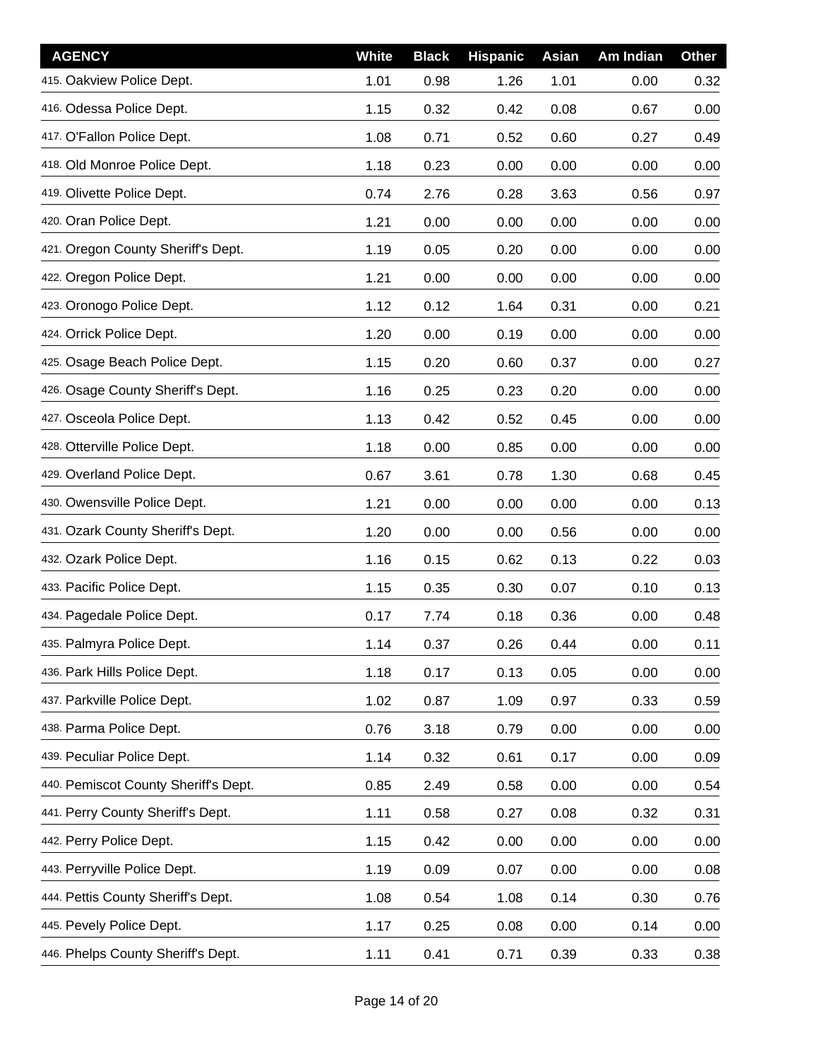| AGENCY | White | Black | Hispanic | Asian | Am Indian | Other |
|---|---|---|---|---|---|---|
| 415. Oakview Police Dept. | 1.01 | 0.98 | 1.26 | 1.01 | 0.00 | 0.32 |
| 416. Odessa Police Dept. | 1.15 | 0.32 | 0.42 | 0.08 | 0.67 | 0.00 |
| 417. O'Fallon Police Dept. | 1.08 | 0.71 | 0.52 | 0.60 | 0.27 | 0.49 |
| 418. Old Monroe Police Dept. | 1.18 | 0.23 | 0.00 | 0.00 | 0.00 | 0.00 |
| 419. Olivette Police Dept. | 0.74 | 2.76 | 0.28 | 3.63 | 0.56 | 0.97 |
| 420. Oran Police Dept. | 1.21 | 0.00 | 0.00 | 0.00 | 0.00 | 0.00 |
| 421. Oregon County Sheriff's Dept. | 1.19 | 0.05 | 0.20 | 0.00 | 0.00 | 0.00 |
| 422. Oregon Police Dept. | 1.21 | 0.00 | 0.00 | 0.00 | 0.00 | 0.00 |
| 423. Oronogo Police Dept. | 1.12 | 0.12 | 1.64 | 0.31 | 0.00 | 0.21 |
| 424. Orrick Police Dept. | 1.20 | 0.00 | 0.19 | 0.00 | 0.00 | 0.00 |
| 425. Osage Beach Police Dept. | 1.15 | 0.20 | 0.60 | 0.37 | 0.00 | 0.27 |
| 426. Osage County Sheriff's Dept. | 1.16 | 0.25 | 0.23 | 0.20 | 0.00 | 0.00 |
| 427. Osceola Police Dept. | 1.13 | 0.42 | 0.52 | 0.45 | 0.00 | 0.00 |
| 428. Otterville Police Dept. | 1.18 | 0.00 | 0.85 | 0.00 | 0.00 | 0.00 |
| 429. Overland Police Dept. | 0.67 | 3.61 | 0.78 | 1.30 | 0.68 | 0.45 |
| 430. Owensville Police Dept. | 1.21 | 0.00 | 0.00 | 0.00 | 0.00 | 0.13 |
| 431. Ozark County Sheriff's Dept. | 1.20 | 0.00 | 0.00 | 0.56 | 0.00 | 0.00 |
| 432. Ozark Police Dept. | 1.16 | 0.15 | 0.62 | 0.13 | 0.22 | 0.03 |
| 433. Pacific Police Dept. | 1.15 | 0.35 | 0.30 | 0.07 | 0.10 | 0.13 |
| 434. Pagedale Police Dept. | 0.17 | 7.74 | 0.18 | 0.36 | 0.00 | 0.48 |
| 435. Palmyra Police Dept. | 1.14 | 0.37 | 0.26 | 0.44 | 0.00 | 0.11 |
| 436. Park Hills Police Dept. | 1.18 | 0.17 | 0.13 | 0.05 | 0.00 | 0.00 |
| 437. Parkville Police Dept. | 1.02 | 0.87 | 1.09 | 0.97 | 0.33 | 0.59 |
| 438. Parma Police Dept. | 0.76 | 3.18 | 0.79 | 0.00 | 0.00 | 0.00 |
| 439. Peculiar Police Dept. | 1.14 | 0.32 | 0.61 | 0.17 | 0.00 | 0.09 |
| 440. Pemiscot County Sheriff's Dept. | 0.85 | 2.49 | 0.58 | 0.00 | 0.00 | 0.54 |
| 441. Perry County Sheriff's Dept. | 1.11 | 0.58 | 0.27 | 0.08 | 0.32 | 0.31 |
| 442. Perry Police Dept. | 1.15 | 0.42 | 0.00 | 0.00 | 0.00 | 0.00 |
| 443. Perryville Police Dept. | 1.19 | 0.09 | 0.07 | 0.00 | 0.00 | 0.08 |
| 444. Pettis County Sheriff's Dept. | 1.08 | 0.54 | 1.08 | 0.14 | 0.30 | 0.76 |
| 445. Pevely Police Dept. | 1.17 | 0.25 | 0.08 | 0.00 | 0.14 | 0.00 |
| 446. Phelps County Sheriff's Dept. | 1.11 | 0.41 | 0.71 | 0.39 | 0.33 | 0.38 |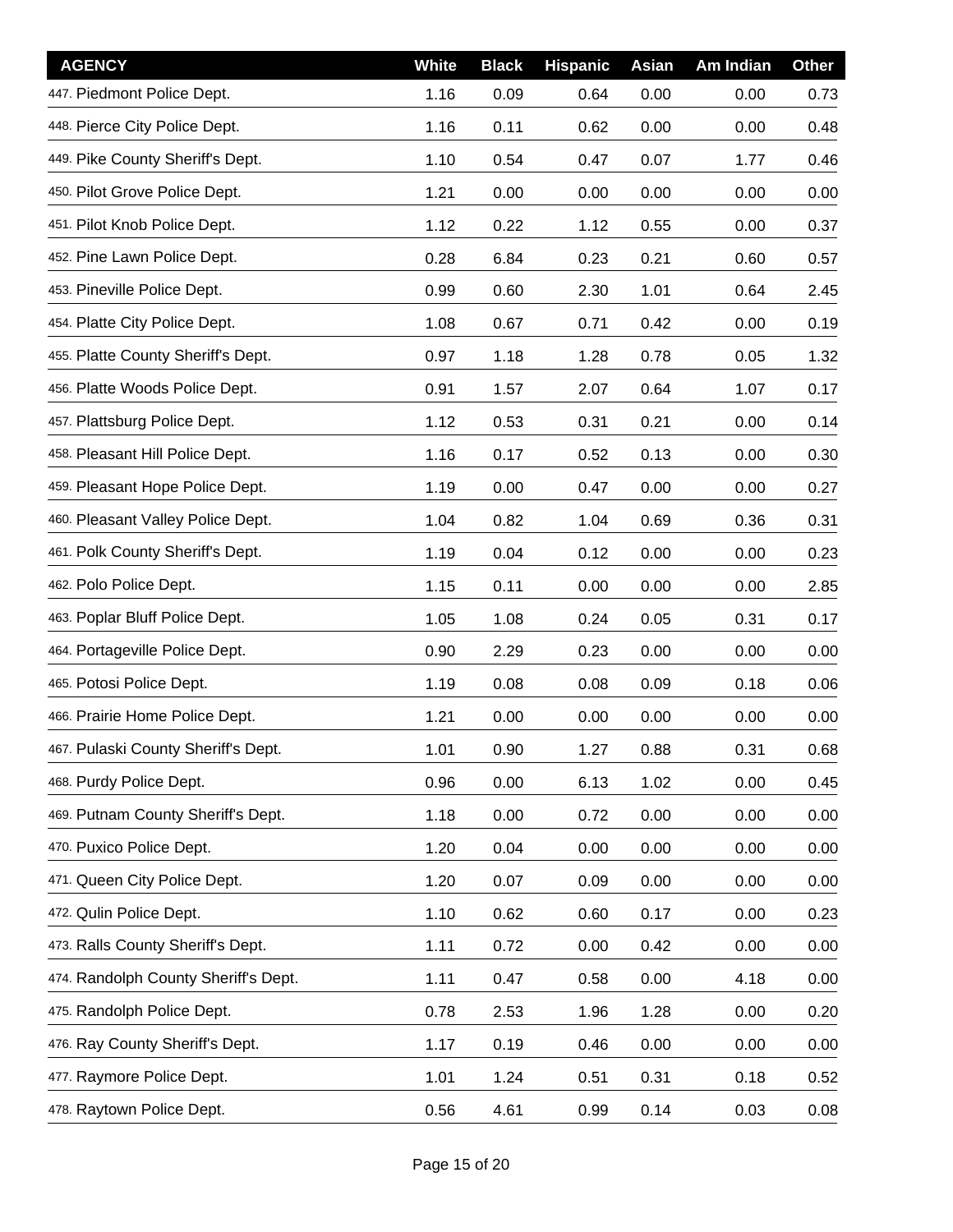| AGENCY | White | Black | Hispanic | Asian | Am Indian | Other |
| --- | --- | --- | --- | --- | --- | --- |
| 447. Piedmont Police Dept. | 1.16 | 0.09 | 0.64 | 0.00 | 0.00 | 0.73 |
| 448. Pierce City Police Dept. | 1.16 | 0.11 | 0.62 | 0.00 | 0.00 | 0.48 |
| 449. Pike County Sheriff's Dept. | 1.10 | 0.54 | 0.47 | 0.07 | 1.77 | 0.46 |
| 450. Pilot Grove Police Dept. | 1.21 | 0.00 | 0.00 | 0.00 | 0.00 | 0.00 |
| 451. Pilot Knob Police Dept. | 1.12 | 0.22 | 1.12 | 0.55 | 0.00 | 0.37 |
| 452. Pine Lawn Police Dept. | 0.28 | 6.84 | 0.23 | 0.21 | 0.60 | 0.57 |
| 453. Pineville Police Dept. | 0.99 | 0.60 | 2.30 | 1.01 | 0.64 | 2.45 |
| 454. Platte City Police Dept. | 1.08 | 0.67 | 0.71 | 0.42 | 0.00 | 0.19 |
| 455. Platte County Sheriff's Dept. | 0.97 | 1.18 | 1.28 | 0.78 | 0.05 | 1.32 |
| 456. Platte Woods Police Dept. | 0.91 | 1.57 | 2.07 | 0.64 | 1.07 | 0.17 |
| 457. Plattsburg Police Dept. | 1.12 | 0.53 | 0.31 | 0.21 | 0.00 | 0.14 |
| 458. Pleasant Hill Police Dept. | 1.16 | 0.17 | 0.52 | 0.13 | 0.00 | 0.30 |
| 459. Pleasant Hope Police Dept. | 1.19 | 0.00 | 0.47 | 0.00 | 0.00 | 0.27 |
| 460. Pleasant Valley Police Dept. | 1.04 | 0.82 | 1.04 | 0.69 | 0.36 | 0.31 |
| 461. Polk County Sheriff's Dept. | 1.19 | 0.04 | 0.12 | 0.00 | 0.00 | 0.23 |
| 462. Polo Police Dept. | 1.15 | 0.11 | 0.00 | 0.00 | 0.00 | 2.85 |
| 463. Poplar Bluff Police Dept. | 1.05 | 1.08 | 0.24 | 0.05 | 0.31 | 0.17 |
| 464. Portageville Police Dept. | 0.90 | 2.29 | 0.23 | 0.00 | 0.00 | 0.00 |
| 465. Potosi Police Dept. | 1.19 | 0.08 | 0.08 | 0.09 | 0.18 | 0.06 |
| 466. Prairie Home Police Dept. | 1.21 | 0.00 | 0.00 | 0.00 | 0.00 | 0.00 |
| 467. Pulaski County Sheriff's Dept. | 1.01 | 0.90 | 1.27 | 0.88 | 0.31 | 0.68 |
| 468. Purdy Police Dept. | 0.96 | 0.00 | 6.13 | 1.02 | 0.00 | 0.45 |
| 469. Putnam County Sheriff's Dept. | 1.18 | 0.00 | 0.72 | 0.00 | 0.00 | 0.00 |
| 470. Puxico Police Dept. | 1.20 | 0.04 | 0.00 | 0.00 | 0.00 | 0.00 |
| 471. Queen City Police Dept. | 1.20 | 0.07 | 0.09 | 0.00 | 0.00 | 0.00 |
| 472. Qulin Police Dept. | 1.10 | 0.62 | 0.60 | 0.17 | 0.00 | 0.23 |
| 473. Ralls County Sheriff's Dept. | 1.11 | 0.72 | 0.00 | 0.42 | 0.00 | 0.00 |
| 474. Randolph County Sheriff's Dept. | 1.11 | 0.47 | 0.58 | 0.00 | 4.18 | 0.00 |
| 475. Randolph Police Dept. | 0.78 | 2.53 | 1.96 | 1.28 | 0.00 | 0.20 |
| 476. Ray County Sheriff's Dept. | 1.17 | 0.19 | 0.46 | 0.00 | 0.00 | 0.00 |
| 477. Raymore Police Dept. | 1.01 | 1.24 | 0.51 | 0.31 | 0.18 | 0.52 |
| 478. Raytown Police Dept. | 0.56 | 4.61 | 0.99 | 0.14 | 0.03 | 0.08 |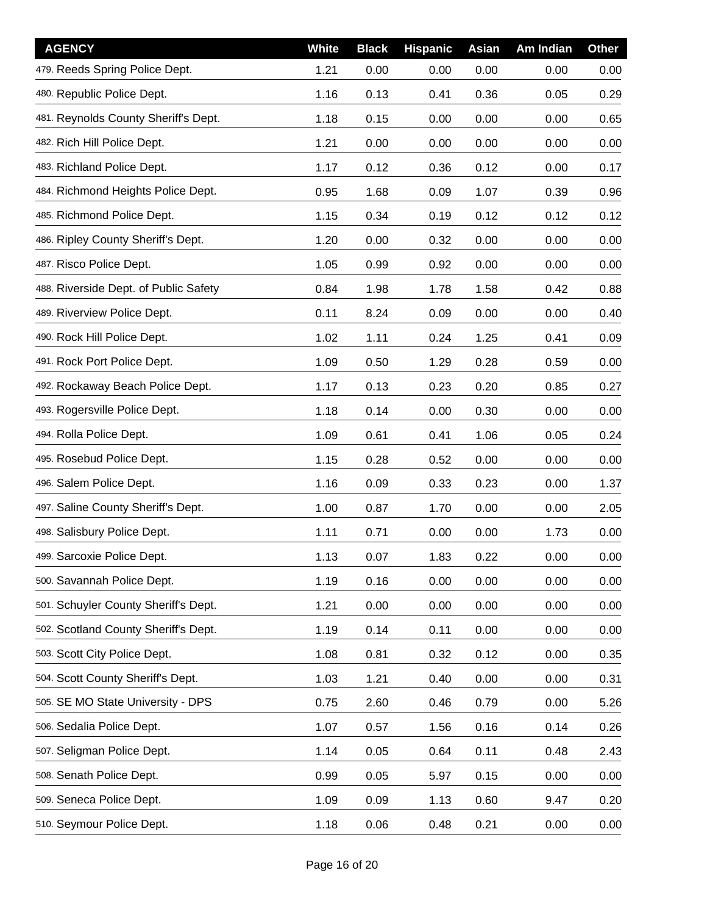| AGENCY | White | Black | Hispanic | Asian | Am Indian | Other |
|---|---|---|---|---|---|---|
| 479. Reeds Spring Police Dept. | 1.21 | 0.00 | 0.00 | 0.00 | 0.00 | 0.00 |
| 480. Republic Police Dept. | 1.16 | 0.13 | 0.41 | 0.36 | 0.05 | 0.29 |
| 481. Reynolds County Sheriff's Dept. | 1.18 | 0.15 | 0.00 | 0.00 | 0.00 | 0.65 |
| 482. Rich Hill Police Dept. | 1.21 | 0.00 | 0.00 | 0.00 | 0.00 | 0.00 |
| 483. Richland Police Dept. | 1.17 | 0.12 | 0.36 | 0.12 | 0.00 | 0.17 |
| 484. Richmond Heights Police Dept. | 0.95 | 1.68 | 0.09 | 1.07 | 0.39 | 0.96 |
| 485. Richmond Police Dept. | 1.15 | 0.34 | 0.19 | 0.12 | 0.12 | 0.12 |
| 486. Ripley County Sheriff's Dept. | 1.20 | 0.00 | 0.32 | 0.00 | 0.00 | 0.00 |
| 487. Risco Police Dept. | 1.05 | 0.99 | 0.92 | 0.00 | 0.00 | 0.00 |
| 488. Riverside Dept. of Public Safety | 0.84 | 1.98 | 1.78 | 1.58 | 0.42 | 0.88 |
| 489. Riverview Police Dept. | 0.11 | 8.24 | 0.09 | 0.00 | 0.00 | 0.40 |
| 490. Rock Hill Police Dept. | 1.02 | 1.11 | 0.24 | 1.25 | 0.41 | 0.09 |
| 491. Rock Port Police Dept. | 1.09 | 0.50 | 1.29 | 0.28 | 0.59 | 0.00 |
| 492. Rockaway Beach Police Dept. | 1.17 | 0.13 | 0.23 | 0.20 | 0.85 | 0.27 |
| 493. Rogersville Police Dept. | 1.18 | 0.14 | 0.00 | 0.30 | 0.00 | 0.00 |
| 494. Rolla Police Dept. | 1.09 | 0.61 | 0.41 | 1.06 | 0.05 | 0.24 |
| 495. Rosebud Police Dept. | 1.15 | 0.28 | 0.52 | 0.00 | 0.00 | 0.00 |
| 496. Salem Police Dept. | 1.16 | 0.09 | 0.33 | 0.23 | 0.00 | 1.37 |
| 497. Saline County Sheriff's Dept. | 1.00 | 0.87 | 1.70 | 0.00 | 0.00 | 2.05 |
| 498. Salisbury Police Dept. | 1.11 | 0.71 | 0.00 | 0.00 | 1.73 | 0.00 |
| 499. Sarcoxie Police Dept. | 1.13 | 0.07 | 1.83 | 0.22 | 0.00 | 0.00 |
| 500. Savannah Police Dept. | 1.19 | 0.16 | 0.00 | 0.00 | 0.00 | 0.00 |
| 501. Schuyler County Sheriff's Dept. | 1.21 | 0.00 | 0.00 | 0.00 | 0.00 | 0.00 |
| 502. Scotland County Sheriff's Dept. | 1.19 | 0.14 | 0.11 | 0.00 | 0.00 | 0.00 |
| 503. Scott City Police Dept. | 1.08 | 0.81 | 0.32 | 0.12 | 0.00 | 0.35 |
| 504. Scott County Sheriff's Dept. | 1.03 | 1.21 | 0.40 | 0.00 | 0.00 | 0.31 |
| 505. SE MO State University - DPS | 0.75 | 2.60 | 0.46 | 0.79 | 0.00 | 5.26 |
| 506. Sedalia Police Dept. | 1.07 | 0.57 | 1.56 | 0.16 | 0.14 | 0.26 |
| 507. Seligman Police Dept. | 1.14 | 0.05 | 0.64 | 0.11 | 0.48 | 2.43 |
| 508. Senath Police Dept. | 0.99 | 0.05 | 5.97 | 0.15 | 0.00 | 0.00 |
| 509. Seneca Police Dept. | 1.09 | 0.09 | 1.13 | 0.60 | 9.47 | 0.20 |
| 510. Seymour Police Dept. | 1.18 | 0.06 | 0.48 | 0.21 | 0.00 | 0.00 |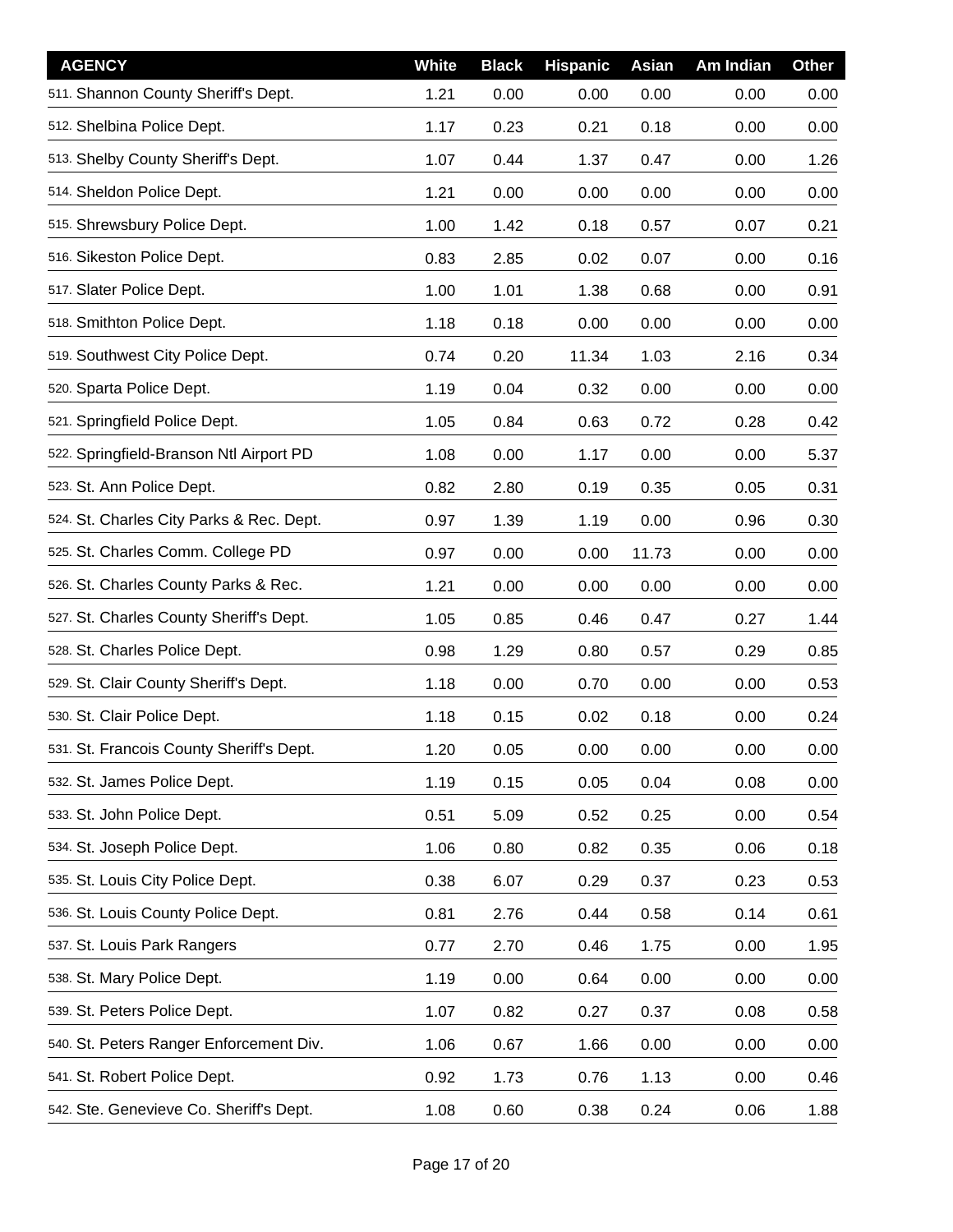| AGENCY | White | Black | Hispanic | Asian | Am Indian | Other |
|---|---|---|---|---|---|---|
| 511. Shannon County Sheriff's Dept. | 1.21 | 0.00 | 0.00 | 0.00 | 0.00 | 0.00 |
| 512. Shelbina Police Dept. | 1.17 | 0.23 | 0.21 | 0.18 | 0.00 | 0.00 |
| 513. Shelby County Sheriff's Dept. | 1.07 | 0.44 | 1.37 | 0.47 | 0.00 | 1.26 |
| 514. Sheldon Police Dept. | 1.21 | 0.00 | 0.00 | 0.00 | 0.00 | 0.00 |
| 515. Shrewsbury Police Dept. | 1.00 | 1.42 | 0.18 | 0.57 | 0.07 | 0.21 |
| 516. Sikeston Police Dept. | 0.83 | 2.85 | 0.02 | 0.07 | 0.00 | 0.16 |
| 517. Slater Police Dept. | 1.00 | 1.01 | 1.38 | 0.68 | 0.00 | 0.91 |
| 518. Smithton Police Dept. | 1.18 | 0.18 | 0.00 | 0.00 | 0.00 | 0.00 |
| 519. Southwest City Police Dept. | 0.74 | 0.20 | 11.34 | 1.03 | 2.16 | 0.34 |
| 520. Sparta Police Dept. | 1.19 | 0.04 | 0.32 | 0.00 | 0.00 | 0.00 |
| 521. Springfield Police Dept. | 1.05 | 0.84 | 0.63 | 0.72 | 0.28 | 0.42 |
| 522. Springfield-Branson Ntl Airport PD | 1.08 | 0.00 | 1.17 | 0.00 | 0.00 | 5.37 |
| 523. St. Ann Police Dept. | 0.82 | 2.80 | 0.19 | 0.35 | 0.05 | 0.31 |
| 524. St. Charles City Parks & Rec. Dept. | 0.97 | 1.39 | 1.19 | 0.00 | 0.96 | 0.30 |
| 525. St. Charles Comm. College PD | 0.97 | 0.00 | 0.00 | 11.73 | 0.00 | 0.00 |
| 526. St. Charles County Parks & Rec. | 1.21 | 0.00 | 0.00 | 0.00 | 0.00 | 0.00 |
| 527. St. Charles County Sheriff's Dept. | 1.05 | 0.85 | 0.46 | 0.47 | 0.27 | 1.44 |
| 528. St. Charles Police Dept. | 0.98 | 1.29 | 0.80 | 0.57 | 0.29 | 0.85 |
| 529. St. Clair County Sheriff's Dept. | 1.18 | 0.00 | 0.70 | 0.00 | 0.00 | 0.53 |
| 530. St. Clair Police Dept. | 1.18 | 0.15 | 0.02 | 0.18 | 0.00 | 0.24 |
| 531. St. Francois County Sheriff's Dept. | 1.20 | 0.05 | 0.00 | 0.00 | 0.00 | 0.00 |
| 532. St. James Police Dept. | 1.19 | 0.15 | 0.05 | 0.04 | 0.08 | 0.00 |
| 533. St. John Police Dept. | 0.51 | 5.09 | 0.52 | 0.25 | 0.00 | 0.54 |
| 534. St. Joseph Police Dept. | 1.06 | 0.80 | 0.82 | 0.35 | 0.06 | 0.18 |
| 535. St. Louis City Police Dept. | 0.38 | 6.07 | 0.29 | 0.37 | 0.23 | 0.53 |
| 536. St. Louis County Police Dept. | 0.81 | 2.76 | 0.44 | 0.58 | 0.14 | 0.61 |
| 537. St. Louis Park Rangers | 0.77 | 2.70 | 0.46 | 1.75 | 0.00 | 1.95 |
| 538. St. Mary Police Dept. | 1.19 | 0.00 | 0.64 | 0.00 | 0.00 | 0.00 |
| 539. St. Peters Police Dept. | 1.07 | 0.82 | 0.27 | 0.37 | 0.08 | 0.58 |
| 540. St. Peters Ranger Enforcement Div. | 1.06 | 0.67 | 1.66 | 0.00 | 0.00 | 0.00 |
| 541. St. Robert Police Dept. | 0.92 | 1.73 | 0.76 | 1.13 | 0.00 | 0.46 |
| 542. Ste. Genevieve Co. Sheriff's Dept. | 1.08 | 0.60 | 0.38 | 0.24 | 0.06 | 1.88 |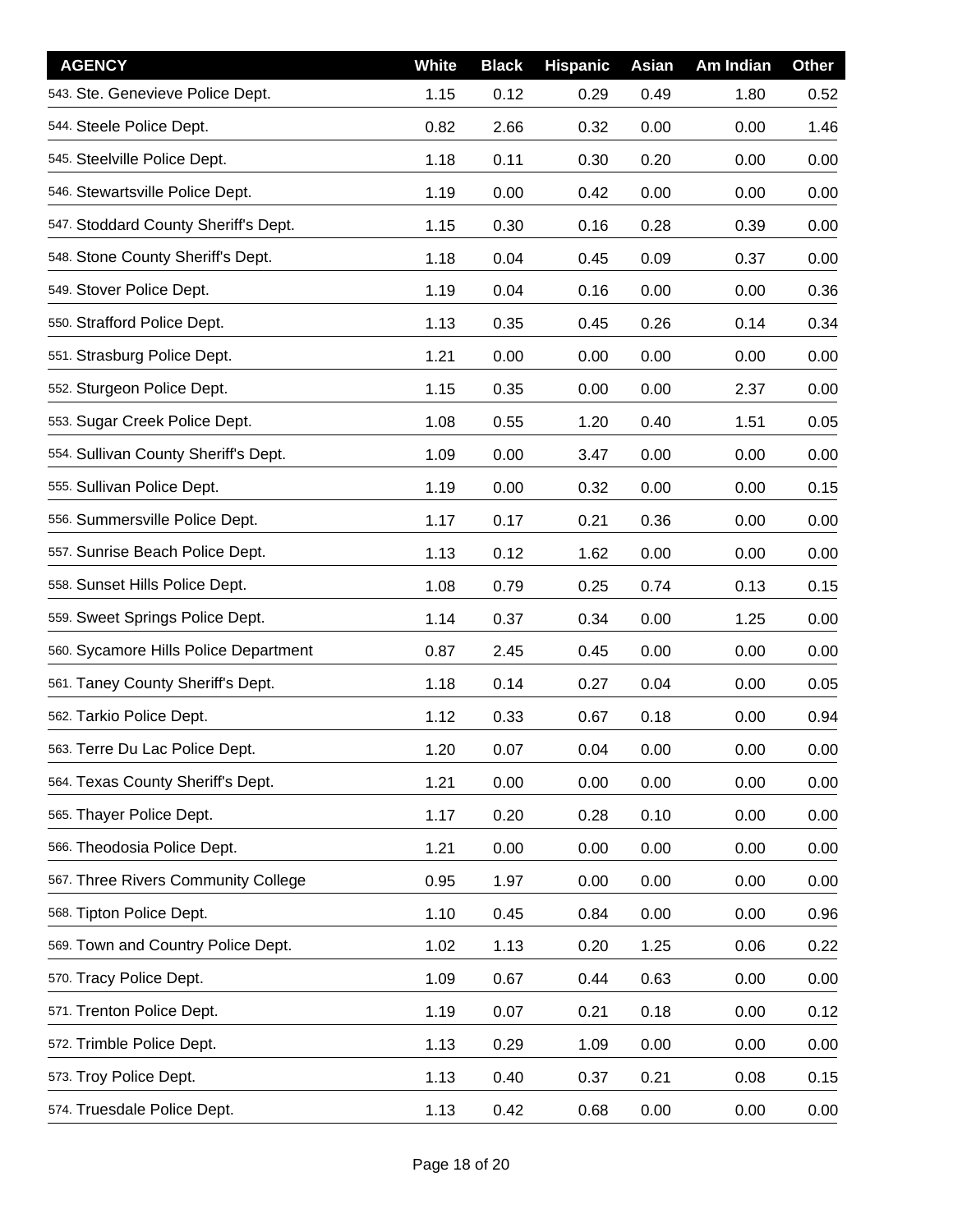| AGENCY | White | Black | Hispanic | Asian | Am Indian | Other |
|---|---|---|---|---|---|---|
| 543. Ste. Genevieve Police Dept. | 1.15 | 0.12 | 0.29 | 0.49 | 1.80 | 0.52 |
| 544. Steele Police Dept. | 0.82 | 2.66 | 0.32 | 0.00 | 0.00 | 1.46 |
| 545. Steelville Police Dept. | 1.18 | 0.11 | 0.30 | 0.20 | 0.00 | 0.00 |
| 546. Stewartsville Police Dept. | 1.19 | 0.00 | 0.42 | 0.00 | 0.00 | 0.00 |
| 547. Stoddard County Sheriff's Dept. | 1.15 | 0.30 | 0.16 | 0.28 | 0.39 | 0.00 |
| 548. Stone County Sheriff's Dept. | 1.18 | 0.04 | 0.45 | 0.09 | 0.37 | 0.00 |
| 549. Stover Police Dept. | 1.19 | 0.04 | 0.16 | 0.00 | 0.00 | 0.36 |
| 550. Strafford Police Dept. | 1.13 | 0.35 | 0.45 | 0.26 | 0.14 | 0.34 |
| 551. Strasburg Police Dept. | 1.21 | 0.00 | 0.00 | 0.00 | 0.00 | 0.00 |
| 552. Sturgeon Police Dept. | 1.15 | 0.35 | 0.00 | 0.00 | 2.37 | 0.00 |
| 553. Sugar Creek Police Dept. | 1.08 | 0.55 | 1.20 | 0.40 | 1.51 | 0.05 |
| 554. Sullivan County Sheriff's Dept. | 1.09 | 0.00 | 3.47 | 0.00 | 0.00 | 0.00 |
| 555. Sullivan Police Dept. | 1.19 | 0.00 | 0.32 | 0.00 | 0.00 | 0.15 |
| 556. Summersville Police Dept. | 1.17 | 0.17 | 0.21 | 0.36 | 0.00 | 0.00 |
| 557. Sunrise Beach Police Dept. | 1.13 | 0.12 | 1.62 | 0.00 | 0.00 | 0.00 |
| 558. Sunset Hills Police Dept. | 1.08 | 0.79 | 0.25 | 0.74 | 0.13 | 0.15 |
| 559. Sweet Springs Police Dept. | 1.14 | 0.37 | 0.34 | 0.00 | 1.25 | 0.00 |
| 560. Sycamore Hills Police Department | 0.87 | 2.45 | 0.45 | 0.00 | 0.00 | 0.00 |
| 561. Taney County Sheriff's Dept. | 1.18 | 0.14 | 0.27 | 0.04 | 0.00 | 0.05 |
| 562. Tarkio Police Dept. | 1.12 | 0.33 | 0.67 | 0.18 | 0.00 | 0.94 |
| 563. Terre Du Lac Police Dept. | 1.20 | 0.07 | 0.04 | 0.00 | 0.00 | 0.00 |
| 564. Texas County Sheriff's Dept. | 1.21 | 0.00 | 0.00 | 0.00 | 0.00 | 0.00 |
| 565. Thayer Police Dept. | 1.17 | 0.20 | 0.28 | 0.10 | 0.00 | 0.00 |
| 566. Theodosia Police Dept. | 1.21 | 0.00 | 0.00 | 0.00 | 0.00 | 0.00 |
| 567. Three Rivers Community College | 0.95 | 1.97 | 0.00 | 0.00 | 0.00 | 0.00 |
| 568. Tipton Police Dept. | 1.10 | 0.45 | 0.84 | 0.00 | 0.00 | 0.96 |
| 569. Town and Country Police Dept. | 1.02 | 1.13 | 0.20 | 1.25 | 0.06 | 0.22 |
| 570. Tracy Police Dept. | 1.09 | 0.67 | 0.44 | 0.63 | 0.00 | 0.00 |
| 571. Trenton Police Dept. | 1.19 | 0.07 | 0.21 | 0.18 | 0.00 | 0.12 |
| 572. Trimble Police Dept. | 1.13 | 0.29 | 1.09 | 0.00 | 0.00 | 0.00 |
| 573. Troy Police Dept. | 1.13 | 0.40 | 0.37 | 0.21 | 0.08 | 0.15 |
| 574. Truesdale Police Dept. | 1.13 | 0.42 | 0.68 | 0.00 | 0.00 | 0.00 |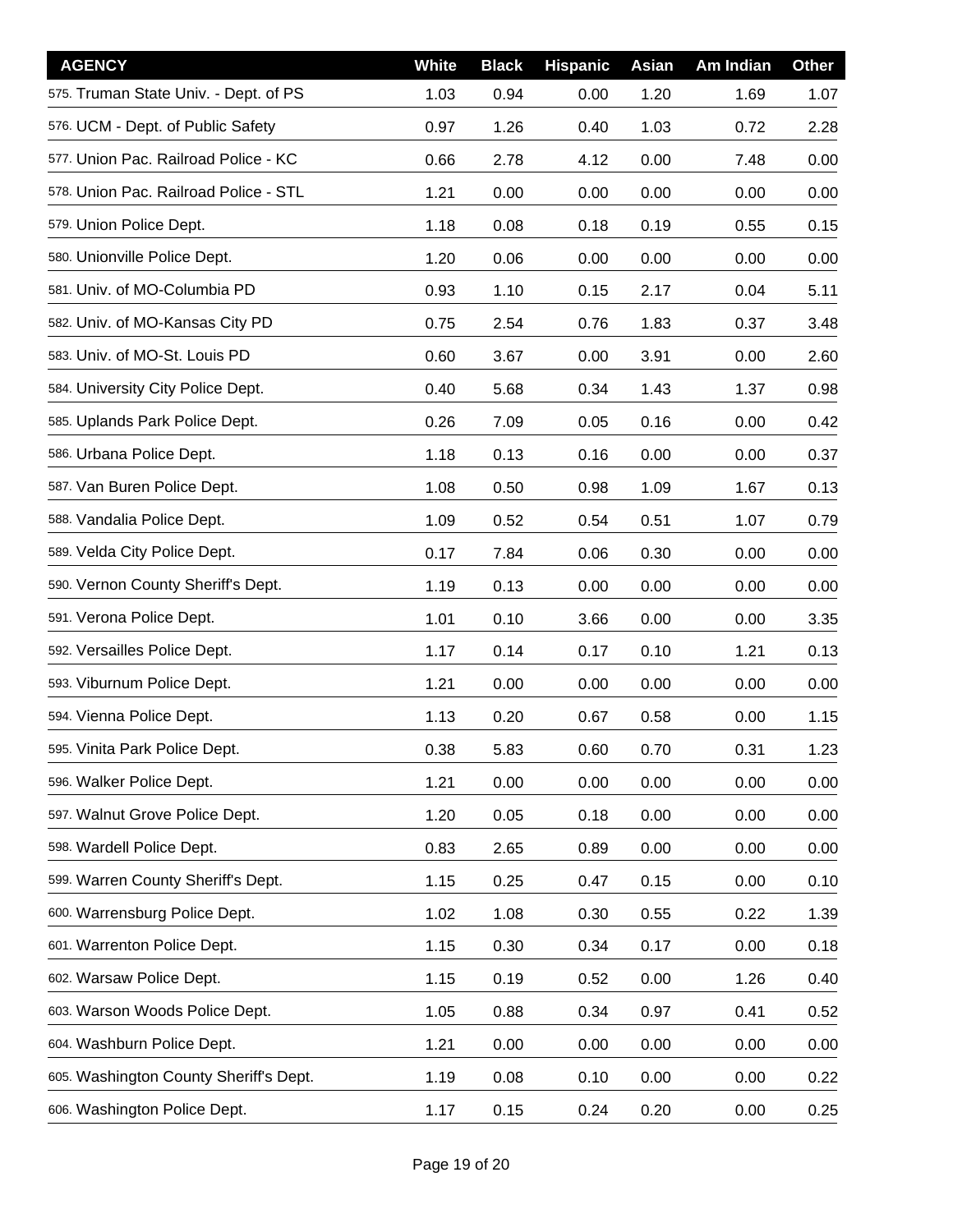| AGENCY | White | Black | Hispanic | Asian | Am Indian | Other |
|---|---|---|---|---|---|---|
| 575. Truman State Univ. - Dept. of PS | 1.03 | 0.94 | 0.00 | 1.20 | 1.69 | 1.07 |
| 576. UCM - Dept. of Public Safety | 0.97 | 1.26 | 0.40 | 1.03 | 0.72 | 2.28 |
| 577. Union Pac. Railroad Police - KC | 0.66 | 2.78 | 4.12 | 0.00 | 7.48 | 0.00 |
| 578. Union Pac. Railroad Police - STL | 1.21 | 0.00 | 0.00 | 0.00 | 0.00 | 0.00 |
| 579. Union Police Dept. | 1.18 | 0.08 | 0.18 | 0.19 | 0.55 | 0.15 |
| 580. Unionville Police Dept. | 1.20 | 0.06 | 0.00 | 0.00 | 0.00 | 0.00 |
| 581. Univ. of MO-Columbia PD | 0.93 | 1.10 | 0.15 | 2.17 | 0.04 | 5.11 |
| 582. Univ. of MO-Kansas City PD | 0.75 | 2.54 | 0.76 | 1.83 | 0.37 | 3.48 |
| 583. Univ. of MO-St. Louis PD | 0.60 | 3.67 | 0.00 | 3.91 | 0.00 | 2.60 |
| 584. University City Police Dept. | 0.40 | 5.68 | 0.34 | 1.43 | 1.37 | 0.98 |
| 585. Uplands Park Police Dept. | 0.26 | 7.09 | 0.05 | 0.16 | 0.00 | 0.42 |
| 586. Urbana Police Dept. | 1.18 | 0.13 | 0.16 | 0.00 | 0.00 | 0.37 |
| 587. Van Buren Police Dept. | 1.08 | 0.50 | 0.98 | 1.09 | 1.67 | 0.13 |
| 588. Vandalia Police Dept. | 1.09 | 0.52 | 0.54 | 0.51 | 1.07 | 0.79 |
| 589. Velda City Police Dept. | 0.17 | 7.84 | 0.06 | 0.30 | 0.00 | 0.00 |
| 590. Vernon County Sheriff's Dept. | 1.19 | 0.13 | 0.00 | 0.00 | 0.00 | 0.00 |
| 591. Verona Police Dept. | 1.01 | 0.10 | 3.66 | 0.00 | 0.00 | 3.35 |
| 592. Versailles Police Dept. | 1.17 | 0.14 | 0.17 | 0.10 | 1.21 | 0.13 |
| 593. Viburnum Police Dept. | 1.21 | 0.00 | 0.00 | 0.00 | 0.00 | 0.00 |
| 594. Vienna Police Dept. | 1.13 | 0.20 | 0.67 | 0.58 | 0.00 | 1.15 |
| 595. Vinita Park Police Dept. | 0.38 | 5.83 | 0.60 | 0.70 | 0.31 | 1.23 |
| 596. Walker Police Dept. | 1.21 | 0.00 | 0.00 | 0.00 | 0.00 | 0.00 |
| 597. Walnut Grove Police Dept. | 1.20 | 0.05 | 0.18 | 0.00 | 0.00 | 0.00 |
| 598. Wardell Police Dept. | 0.83 | 2.65 | 0.89 | 0.00 | 0.00 | 0.00 |
| 599. Warren County Sheriff's Dept. | 1.15 | 0.25 | 0.47 | 0.15 | 0.00 | 0.10 |
| 600. Warrensburg Police Dept. | 1.02 | 1.08 | 0.30 | 0.55 | 0.22 | 1.39 |
| 601. Warrenton Police Dept. | 1.15 | 0.30 | 0.34 | 0.17 | 0.00 | 0.18 |
| 602. Warsaw Police Dept. | 1.15 | 0.19 | 0.52 | 0.00 | 1.26 | 0.40 |
| 603. Warson Woods Police Dept. | 1.05 | 0.88 | 0.34 | 0.97 | 0.41 | 0.52 |
| 604. Washburn Police Dept. | 1.21 | 0.00 | 0.00 | 0.00 | 0.00 | 0.00 |
| 605. Washington County Sheriff's Dept. | 1.19 | 0.08 | 0.10 | 0.00 | 0.00 | 0.22 |
| 606. Washington Police Dept. | 1.17 | 0.15 | 0.24 | 0.20 | 0.00 | 0.25 |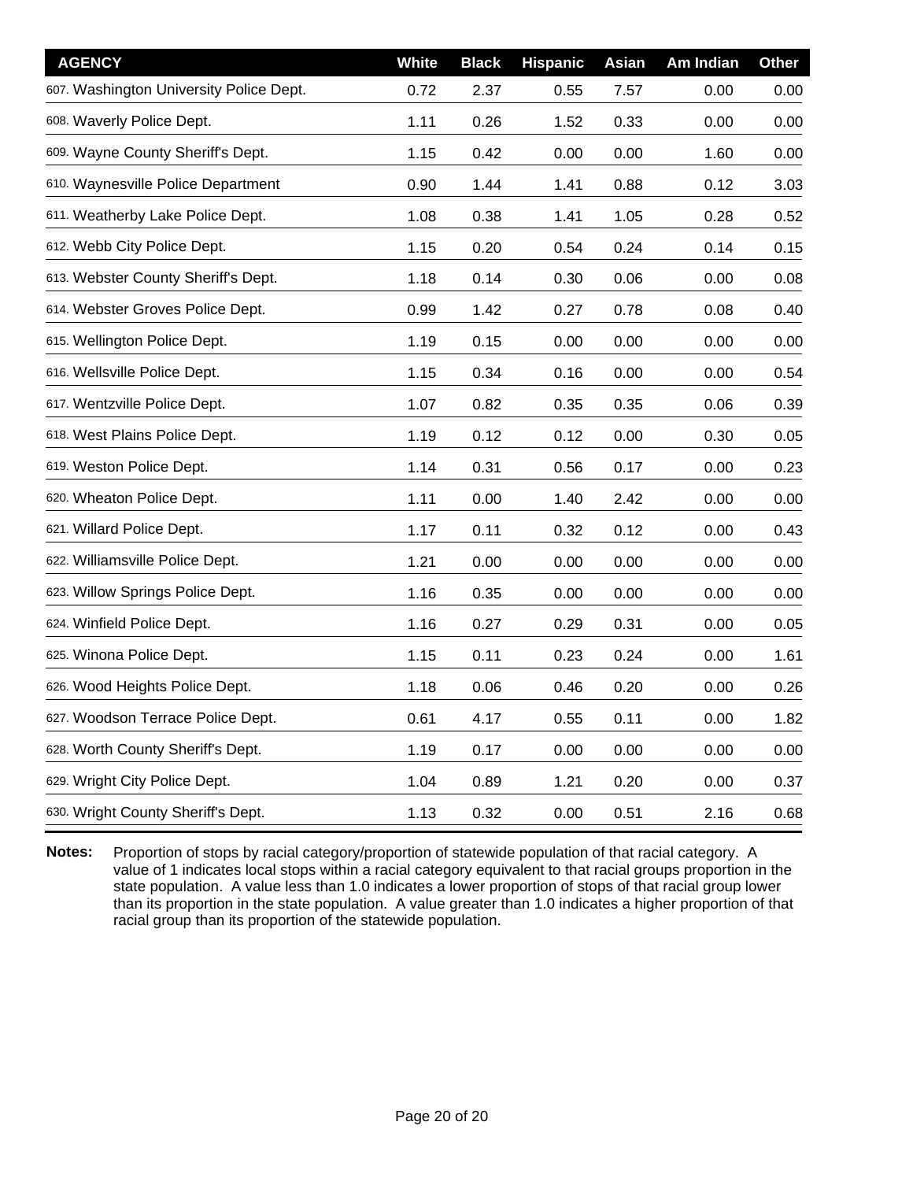| AGENCY | White | Black | Hispanic | Asian | Am Indian | Other |
|---|---|---|---|---|---|---|
| 607. Washington University Police Dept. | 0.72 | 2.37 | 0.55 | 7.57 | 0.00 | 0.00 |
| 608. Waverly Police Dept. | 1.11 | 0.26 | 1.52 | 0.33 | 0.00 | 0.00 |
| 609. Wayne County Sheriff's Dept. | 1.15 | 0.42 | 0.00 | 0.00 | 1.60 | 0.00 |
| 610. Waynesville Police Department | 0.90 | 1.44 | 1.41 | 0.88 | 0.12 | 3.03 |
| 611. Weatherby Lake Police Dept. | 1.08 | 0.38 | 1.41 | 1.05 | 0.28 | 0.52 |
| 612. Webb City Police Dept. | 1.15 | 0.20 | 0.54 | 0.24 | 0.14 | 0.15 |
| 613. Webster County Sheriff's Dept. | 1.18 | 0.14 | 0.30 | 0.06 | 0.00 | 0.08 |
| 614. Webster Groves Police Dept. | 0.99 | 1.42 | 0.27 | 0.78 | 0.08 | 0.40 |
| 615. Wellington Police Dept. | 1.19 | 0.15 | 0.00 | 0.00 | 0.00 | 0.00 |
| 616. Wellsville Police Dept. | 1.15 | 0.34 | 0.16 | 0.00 | 0.00 | 0.54 |
| 617. Wentzville Police Dept. | 1.07 | 0.82 | 0.35 | 0.35 | 0.06 | 0.39 |
| 618. West Plains Police Dept. | 1.19 | 0.12 | 0.12 | 0.00 | 0.30 | 0.05 |
| 619. Weston Police Dept. | 1.14 | 0.31 | 0.56 | 0.17 | 0.00 | 0.23 |
| 620. Wheaton Police Dept. | 1.11 | 0.00 | 1.40 | 2.42 | 0.00 | 0.00 |
| 621. Willard Police Dept. | 1.17 | 0.11 | 0.32 | 0.12 | 0.00 | 0.43 |
| 622. Williamsville Police Dept. | 1.21 | 0.00 | 0.00 | 0.00 | 0.00 | 0.00 |
| 623. Willow Springs Police Dept. | 1.16 | 0.35 | 0.00 | 0.00 | 0.00 | 0.00 |
| 624. Winfield Police Dept. | 1.16 | 0.27 | 0.29 | 0.31 | 0.00 | 0.05 |
| 625. Winona Police Dept. | 1.15 | 0.11 | 0.23 | 0.24 | 0.00 | 1.61 |
| 626. Wood Heights Police Dept. | 1.18 | 0.06 | 0.46 | 0.20 | 0.00 | 0.26 |
| 627. Woodson Terrace Police Dept. | 0.61 | 4.17 | 0.55 | 0.11 | 0.00 | 1.82 |
| 628. Worth County Sheriff's Dept. | 1.19 | 0.17 | 0.00 | 0.00 | 0.00 | 0.00 |
| 629. Wright City Police Dept. | 1.04 | 0.89 | 1.21 | 0.20 | 0.00 | 0.37 |
| 630. Wright County Sheriff's Dept. | 1.13 | 0.32 | 0.00 | 0.51 | 2.16 | 0.68 |

**Notes:** Proportion of stops by racial category/proportion of statewide population of that racial category. A value of 1 indicates local stops within a racial category equivalent to that racial groups proportion in the state population. A value less than 1.0 indicates a lower proportion of stops of that racial group lower than its proportion in the state population. A value greater than 1.0 indicates a higher proportion of that racial group than its proportion of the statewide population.